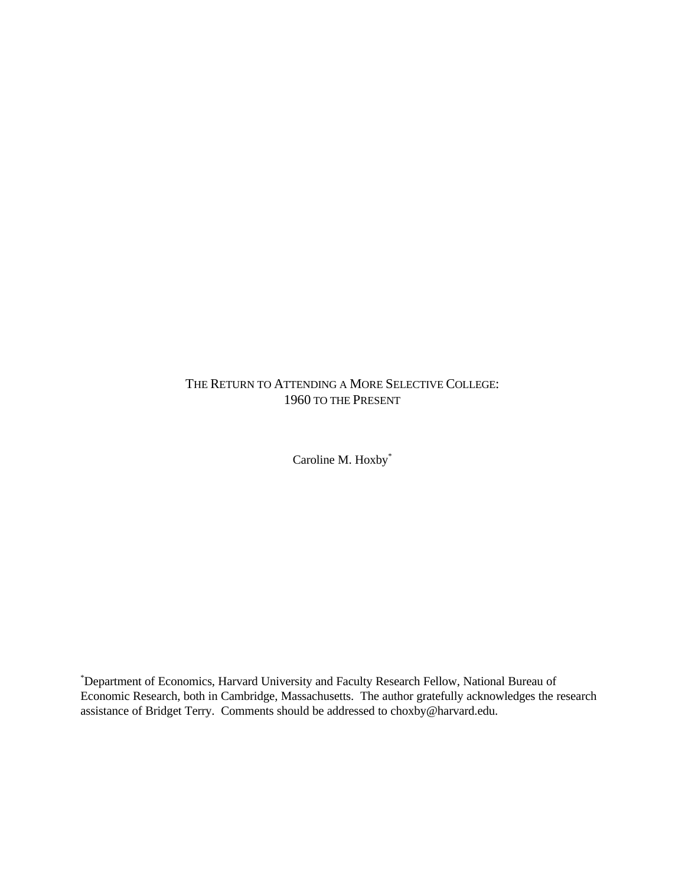# THE RETURN TO ATTENDING A MORE SELECTIVE COLLEGE: 1960 TO THE PRESENT

Caroline M. Hoxby[*]

[*]Department of Economics, Harvard University and Faculty Research Fellow, National Bureau of Economic Research, both in Cambridge, Massachusetts. The author gratefully acknowledges the research assistance of Bridget Terry. Comments should be addressed to choxby@harvard.edu.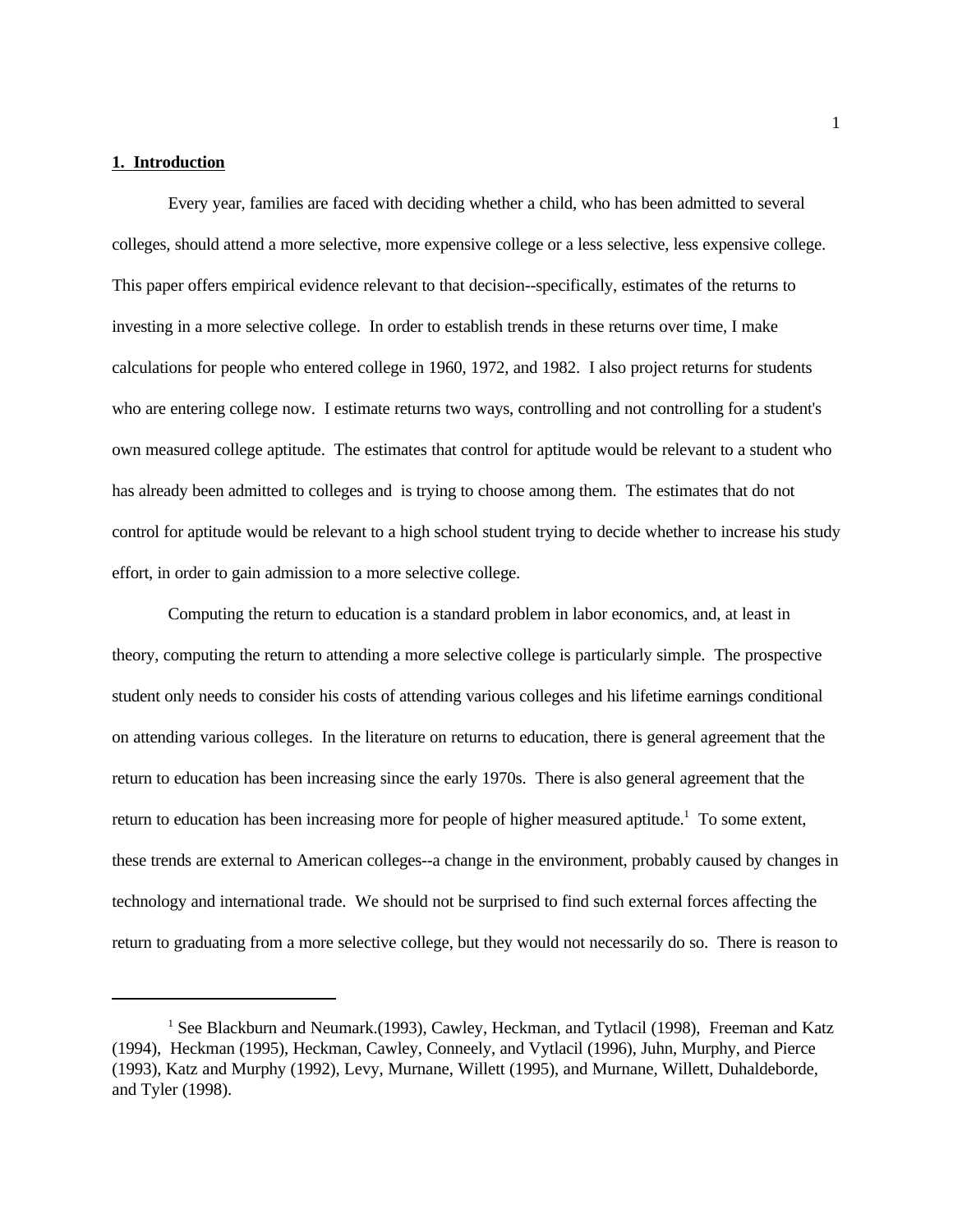## 1. Introduction

Every year, families are faced with deciding whether a child, who has been admitted to several colleges, should attend a more selective, more expensive college or a less selective, less expensive college. This paper offers empirical evidence relevant to that decision--specifically, estimates of the returns to investing in a more selective college. In order to establish trends in these returns over time, I make calculations for people who entered college in 1960, 1972, and 1982. I also project returns for students who are entering college now. I estimate returns two ways, controlling and not controlling for a student's own measured college aptitude. The estimates that control for aptitude would be relevant to a student who has already been admitted to colleges and is trying to choose among them. The estimates that do not control for aptitude would be relevant to a high school student trying to decide whether to increase his study effort, in order to gain admission to a more selective college.

Computing the return to education is a standard problem in labor economics, and, at least in theory, computing the return to attending a more selective college is particularly simple. The prospective student only needs to consider his costs of attending various colleges and his lifetime earnings conditional on attending various colleges. In the literature on returns to education, there is general agreement that the return to education has been increasing since the early 1970s. There is also general agreement that the return to education has been increasing more for people of higher measured aptitude.[1] To some extent, these trends are external to American colleges--a change in the environment, probably caused by changes in technology and international trade. We should not be surprised to find such external forces affecting the return to graduating from a more selective college, but they would not necessarily do so. There is reason to

---

[1] See Blackburn and Neumark.(1993), Cawley, Heckman, and Tytlacil (1998), Freeman and Katz (1994), Heckman (1995), Heckman, Cawley, Conneely, and Vytlacil (1996), Juhn, Murphy, and Pierce (1993), Katz and Murphy (1992), Levy, Murnane, Willett (1995), and Murnane, Willett, Duhaldeborde, and Tyler (1998).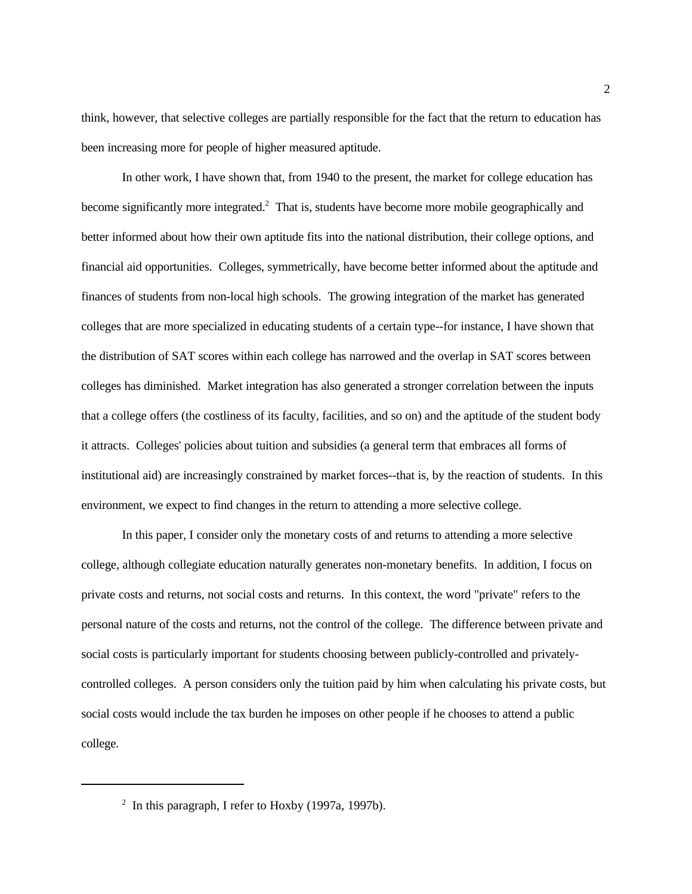think, however, that selective colleges are partially responsible for the fact that the return to education has been increasing more for people of higher measured aptitude.

In other work, I have shown that, from 1940 to the present, the market for college education has become significantly more integrated.[2] That is, students have become more mobile geographically and better informed about how their own aptitude fits into the national distribution, their college options, and financial aid opportunities. Colleges, symmetrically, have become better informed about the aptitude and finances of students from non-local high schools. The growing integration of the market has generated colleges that are more specialized in educating students of a certain type--for instance, I have shown that the distribution of SAT scores within each college has narrowed and the overlap in SAT scores between colleges has diminished. Market integration has also generated a stronger correlation between the inputs that a college offers (the costliness of its faculty, facilities, and so on) and the aptitude of the student body it attracts. Colleges' policies about tuition and subsidies (a general term that embraces all forms of institutional aid) are increasingly constrained by market forces--that is, by the reaction of students. In this environment, we expect to find changes in the return to attending a more selective college.

In this paper, I consider only the monetary costs of and returns to attending a more selective college, although collegiate education naturally generates non-monetary benefits. In addition, I focus on private costs and returns, not social costs and returns. In this context, the word "private" refers to the personal nature of the costs and returns, not the control of the college. The difference between private and social costs is particularly important for students choosing between publicly-controlled and privately-controlled colleges. A person considers only the tuition paid by him when calculating his private costs, but social costs would include the tax burden he imposes on other people if he chooses to attend a public college.

---

[2] In this paragraph, I refer to Hoxby (1997a, 1997b).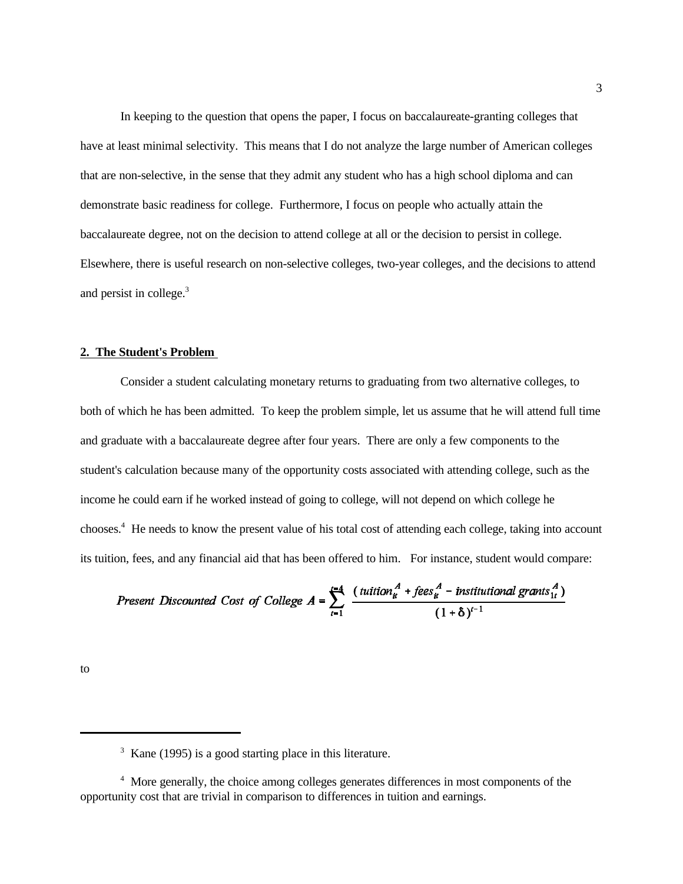In keeping to the question that opens the paper, I focus on baccalaureate-granting colleges that have at least minimal selectivity. This means that I do not analyze the large number of American colleges that are non-selective, in the sense that they admit any student who has a high school diploma and can demonstrate basic readiness for college. Furthermore, I focus on people who actually attain the baccalaureate degree, not on the decision to attend college at all or the decision to persist in college. Elsewhere, there is useful research on non-selective colleges, two-year colleges, and the decisions to attend and persist in college.[3]

## 2. The Student's Problem

Consider a student calculating monetary returns to graduating from two alternative colleges, to both of which he has been admitted. To keep the problem simple, let us assume that he will attend full time and graduate with a baccalaureate degree after four years. There are only a few components to the student's calculation because many of the opportunity costs associated with attending college, such as the income he could earn if he worked instead of going to college, will not depend on which college he chooses.[4] He needs to know the present value of his total cost of attending each college, taking into account its tuition, fees, and any financial aid that has been offered to him. For instance, student would compare:

$$\textit{Present Discounted Cost of College } A = \sum_{t=1}^{t=4} \frac{(\textit{tuition}_{it}^{A} + \textit{fees}_{it}^{A} - \textit{institutional grants}_{1t}^{A})}{(1+\delta)^{t-1}}$$

to

---

[3] Kane (1995) is a good starting place in this literature.

[4] More generally, the choice among colleges generates differences in most components of the opportunity cost that are trivial in comparison to differences in tuition and earnings.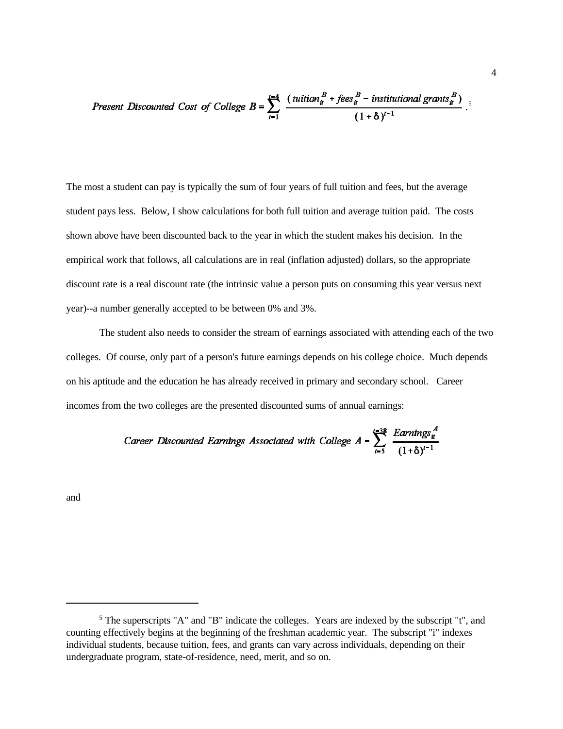$$\text{Present Discounted Cost of College } B = \sum_{t=1}^{t=4} \frac{(tuition_{it}^{B} + fees_{it}^{B} - institutional\ grants_{it}^{B})}{(1+\delta)^{t-1}}.[5]$$

The most a student can pay is typically the sum of four years of full tuition and fees, but the average student pays less. Below, I show calculations for both full tuition and average tuition paid. The costs shown above have been discounted back to the year in which the student makes his decision. In the empirical work that follows, all calculations are in real (inflation adjusted) dollars, so the appropriate discount rate is a real discount rate (the intrinsic value a person puts on consuming this year versus next year)--a number generally accepted to be between 0% and 3%.

The student also needs to consider the stream of earnings associated with attending each of the two colleges. Of course, only part of a person's future earnings depends on his college choice. Much depends on his aptitude and the education he has already received in primary and secondary school. Career incomes from the two colleges are the presented discounted sums of annual earnings:

$$\text{Career Discounted Earnings Associated with College } A = \sum_{t=5}^{t=38} \frac{Earnings_{it}^{A}}{(1+\delta)^{t-1}}$$

and

[5] The superscripts "A" and "B" indicate the colleges. Years are indexed by the subscript "t", and counting effectively begins at the beginning of the freshman academic year. The subscript "i" indexes individual students, because tuition, fees, and grants can vary across individuals, depending on their undergraduate program, state-of-residence, need, merit, and so on.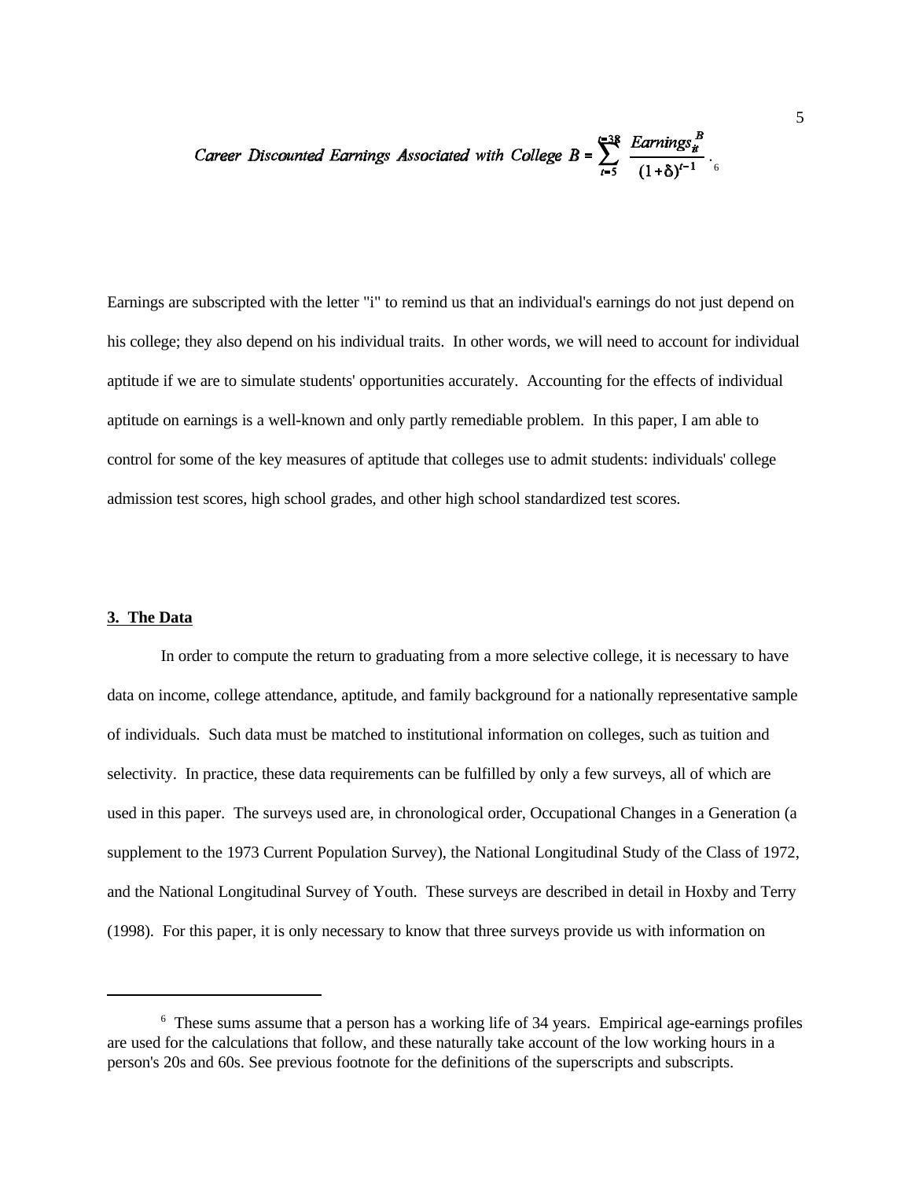$$Career\ Discounted\ Earnings\ Associated\ with\ College\ B = \sum_{t=5}^{t=38} \frac{Earnings_{it}^{B}}{(1+\delta)^{t-1}}.$$[6]

Earnings are subscripted with the letter "i" to remind us that an individual's earnings do not just depend on his college; they also depend on his individual traits. In other words, we will need to account for individual aptitude if we are to simulate students' opportunities accurately. Accounting for the effects of individual aptitude on earnings is a well-known and only partly remediable problem. In this paper, I am able to control for some of the key measures of aptitude that colleges use to admit students: individuals' college admission test scores, high school grades, and other high school standardized test scores.

## 3. The Data

In order to compute the return to graduating from a more selective college, it is necessary to have data on income, college attendance, aptitude, and family background for a nationally representative sample of individuals. Such data must be matched to institutional information on colleges, such as tuition and selectivity. In practice, these data requirements can be fulfilled by only a few surveys, all of which are used in this paper. The surveys used are, in chronological order, Occupational Changes in a Generation (a supplement to the 1973 Current Population Survey), the National Longitudinal Study of the Class of 1972, and the National Longitudinal Survey of Youth. These surveys are described in detail in Hoxby and Terry (1998). For this paper, it is only necessary to know that three surveys provide us with information on

---

[6] These sums assume that a person has a working life of 34 years. Empirical age-earnings profiles are used for the calculations that follow, and these naturally take account of the low working hours in a person's 20s and 60s. See previous footnote for the definitions of the superscripts and subscripts.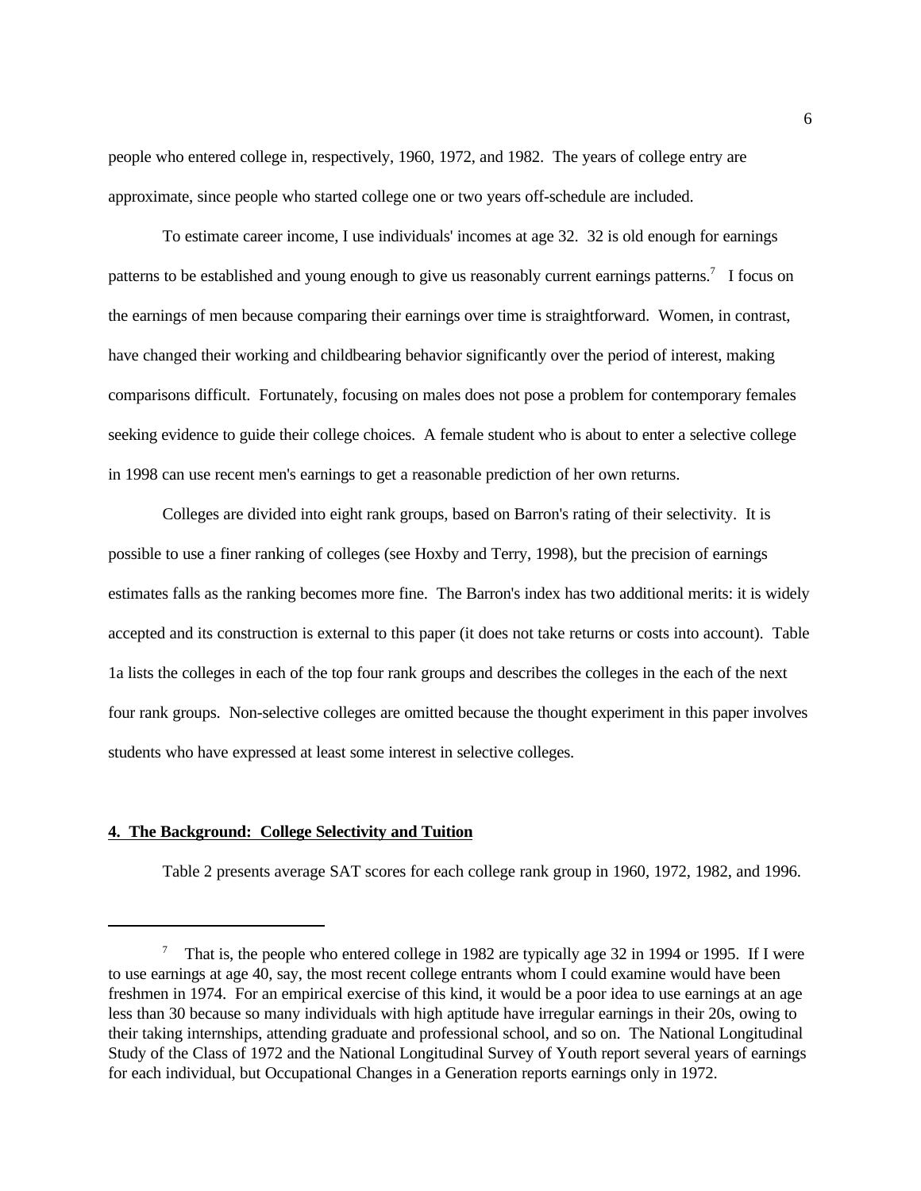people who entered college in, respectively, 1960, 1972, and 1982. The years of college entry are approximate, since people who started college one or two years off-schedule are included.

To estimate career income, I use individuals' incomes at age 32. 32 is old enough for earnings patterns to be established and young enough to give us reasonably current earnings patterns.[7] I focus on the earnings of men because comparing their earnings over time is straightforward. Women, in contrast, have changed their working and childbearing behavior significantly over the period of interest, making comparisons difficult. Fortunately, focusing on males does not pose a problem for contemporary females seeking evidence to guide their college choices. A female student who is about to enter a selective college in 1998 can use recent men's earnings to get a reasonable prediction of her own returns.

Colleges are divided into eight rank groups, based on Barron's rating of their selectivity. It is possible to use a finer ranking of colleges (see Hoxby and Terry, 1998), but the precision of earnings estimates falls as the ranking becomes more fine. The Barron's index has two additional merits: it is widely accepted and its construction is external to this paper (it does not take returns or costs into account). Table 1a lists the colleges in each of the top four rank groups and describes the colleges in the each of the next four rank groups. Non-selective colleges are omitted because the thought experiment in this paper involves students who have expressed at least some interest in selective colleges.

## 4. The Background: College Selectivity and Tuition

Table 2 presents average SAT scores for each college rank group in 1960, 1972, 1982, and 1996.

---

[7] That is, the people who entered college in 1982 are typically age 32 in 1994 or 1995. If I were to use earnings at age 40, say, the most recent college entrants whom I could examine would have been freshmen in 1974. For an empirical exercise of this kind, it would be a poor idea to use earnings at an age less than 30 because so many individuals with high aptitude have irregular earnings in their 20s, owing to their taking internships, attending graduate and professional school, and so on. The National Longitudinal Study of the Class of 1972 and the National Longitudinal Survey of Youth report several years of earnings for each individual, but Occupational Changes in a Generation reports earnings only in 1972.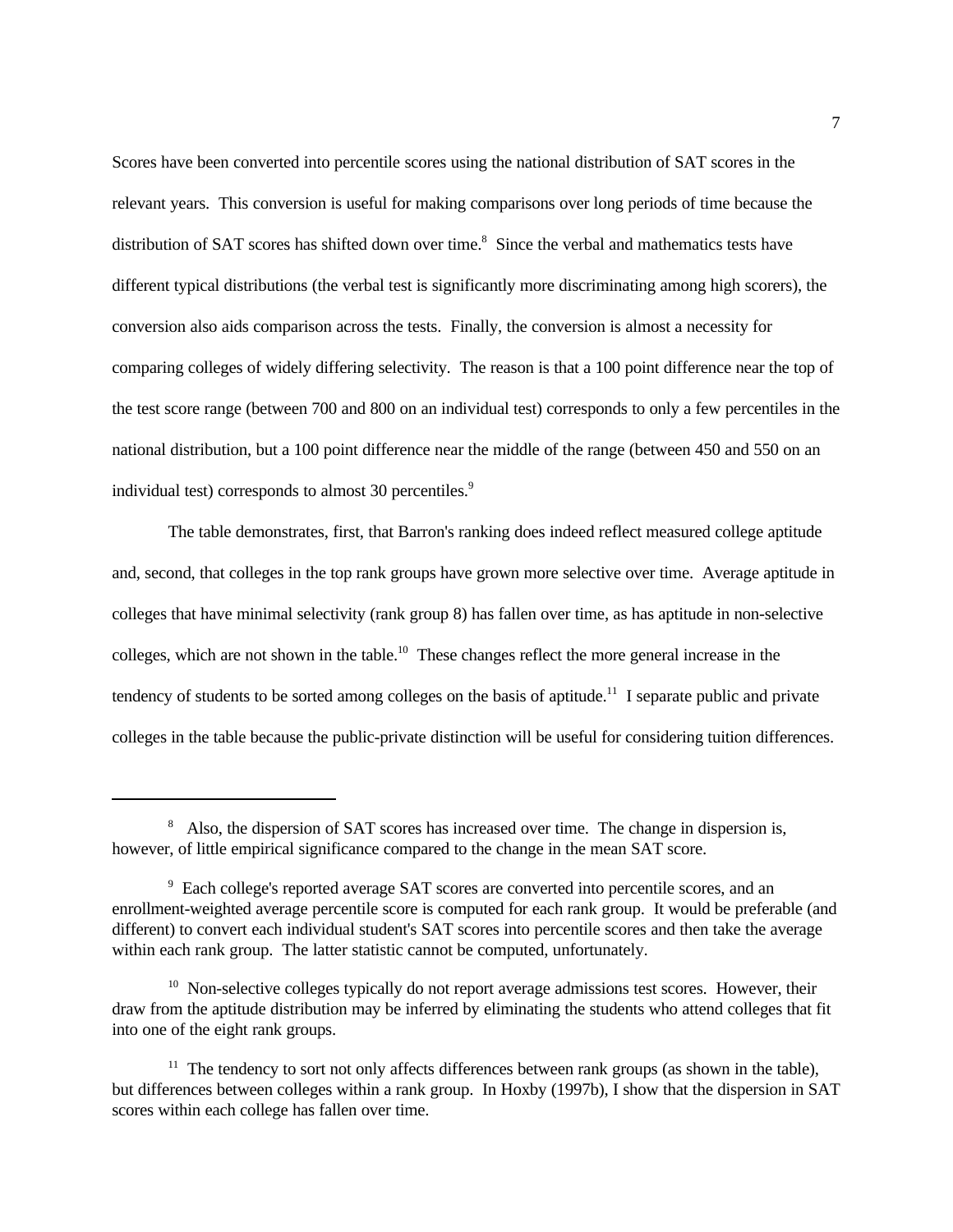Scores have been converted into percentile scores using the national distribution of SAT scores in the relevant years. This conversion is useful for making comparisons over long periods of time because the distribution of SAT scores has shifted down over time.[8] Since the verbal and mathematics tests have different typical distributions (the verbal test is significantly more discriminating among high scorers), the conversion also aids comparison across the tests. Finally, the conversion is almost a necessity for comparing colleges of widely differing selectivity. The reason is that a 100 point difference near the top of the test score range (between 700 and 800 on an individual test) corresponds to only a few percentiles in the national distribution, but a 100 point difference near the middle of the range (between 450 and 550 on an individual test) corresponds to almost 30 percentiles.[9]

The table demonstrates, first, that Barron's ranking does indeed reflect measured college aptitude and, second, that colleges in the top rank groups have grown more selective over time. Average aptitude in colleges that have minimal selectivity (rank group 8) has fallen over time, as has aptitude in non-selective colleges, which are not shown in the table.[10] These changes reflect the more general increase in the tendency of students to be sorted among colleges on the basis of aptitude.[11] I separate public and private colleges in the table because the public-private distinction will be useful for considering tuition differences.

---

[8] Also, the dispersion of SAT scores has increased over time. The change in dispersion is, however, of little empirical significance compared to the change in the mean SAT score.

[9] Each college's reported average SAT scores are converted into percentile scores, and an enrollment-weighted average percentile score is computed for each rank group. It would be preferable (and different) to convert each individual student's SAT scores into percentile scores and then take the average within each rank group. The latter statistic cannot be computed, unfortunately.

[10] Non-selective colleges typically do not report average admissions test scores. However, their draw from the aptitude distribution may be inferred by eliminating the students who attend colleges that fit into one of the eight rank groups.

[11] The tendency to sort not only affects differences between rank groups (as shown in the table), but differences between colleges within a rank group. In Hoxby (1997b), I show that the dispersion in SAT scores within each college has fallen over time.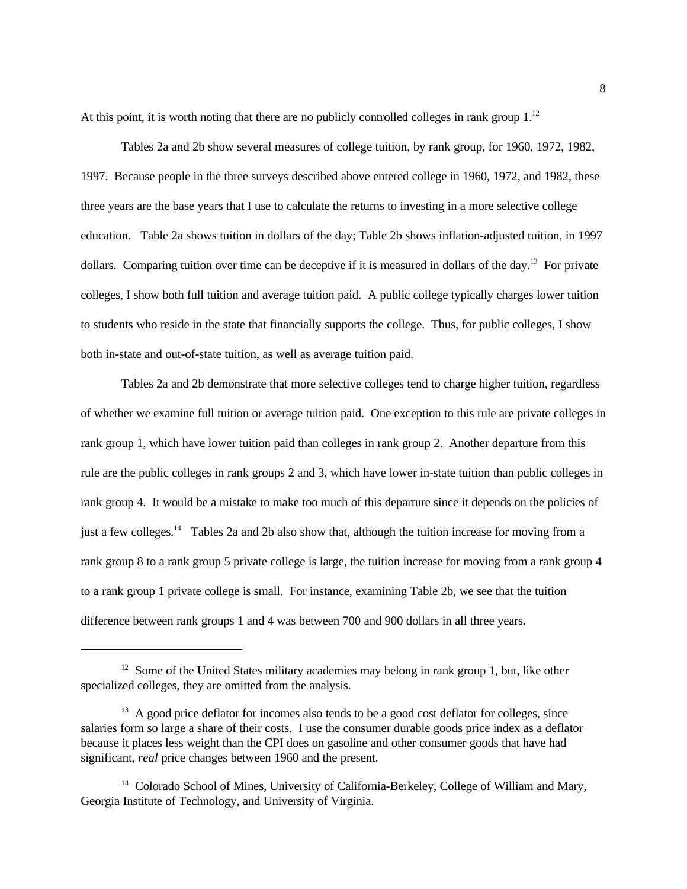At this point, it is worth noting that there are no publicly controlled colleges in rank group 1.[12]

Tables 2a and 2b show several measures of college tuition, by rank group, for 1960, 1972, 1982, 1997. Because people in the three surveys described above entered college in 1960, 1972, and 1982, these three years are the base years that I use to calculate the returns to investing in a more selective college education. Table 2a shows tuition in dollars of the day; Table 2b shows inflation-adjusted tuition, in 1997 dollars. Comparing tuition over time can be deceptive if it is measured in dollars of the day.[13] For private colleges, I show both full tuition and average tuition paid. A public college typically charges lower tuition to students who reside in the state that financially supports the college. Thus, for public colleges, I show both in-state and out-of-state tuition, as well as average tuition paid.

Tables 2a and 2b demonstrate that more selective colleges tend to charge higher tuition, regardless of whether we examine full tuition or average tuition paid. One exception to this rule are private colleges in rank group 1, which have lower tuition paid than colleges in rank group 2. Another departure from this rule are the public colleges in rank groups 2 and 3, which have lower in-state tuition than public colleges in rank group 4. It would be a mistake to make too much of this departure since it depends on the policies of just a few colleges.[14] Tables 2a and 2b also show that, although the tuition increase for moving from a rank group 8 to a rank group 5 private college is large, the tuition increase for moving from a rank group 4 to a rank group 1 private college is small. For instance, examining Table 2b, we see that the tuition difference between rank groups 1 and 4 was between 700 and 900 dollars in all three years.

---

[12] Some of the United States military academies may belong in rank group 1, but, like other specialized colleges, they are omitted from the analysis.

[13] A good price deflator for incomes also tends to be a good cost deflator for colleges, since salaries form so large a share of their costs. I use the consumer durable goods price index as a deflator because it places less weight than the CPI does on gasoline and other consumer goods that have had significant, *real* price changes between 1960 and the present.

[14] Colorado School of Mines, University of California-Berkeley, College of William and Mary, Georgia Institute of Technology, and University of Virginia.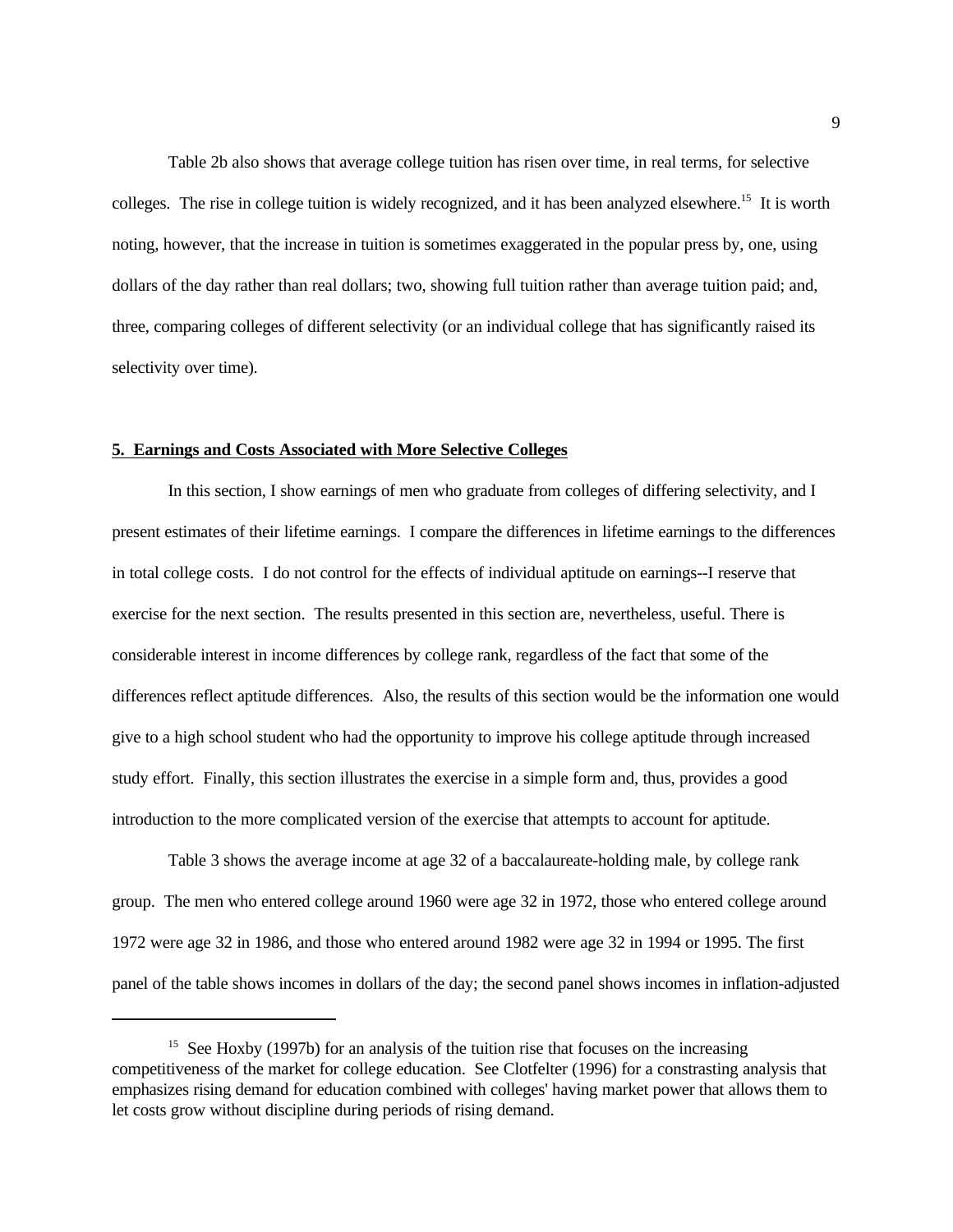Table 2b also shows that average college tuition has risen over time, in real terms, for selective colleges. The rise in college tuition is widely recognized, and it has been analyzed elsewhere.[15] It is worth noting, however, that the increase in tuition is sometimes exaggerated in the popular press by, one, using dollars of the day rather than real dollars; two, showing full tuition rather than average tuition paid; and, three, comparing colleges of different selectivity (or an individual college that has significantly raised its selectivity over time).

## 5. Earnings and Costs Associated with More Selective Colleges

In this section, I show earnings of men who graduate from colleges of differing selectivity, and I present estimates of their lifetime earnings. I compare the differences in lifetime earnings to the differences in total college costs. I do not control for the effects of individual aptitude on earnings--I reserve that exercise for the next section. The results presented in this section are, nevertheless, useful. There is considerable interest in income differences by college rank, regardless of the fact that some of the differences reflect aptitude differences. Also, the results of this section would be the information one would give to a high school student who had the opportunity to improve his college aptitude through increased study effort. Finally, this section illustrates the exercise in a simple form and, thus, provides a good introduction to the more complicated version of the exercise that attempts to account for aptitude.

Table 3 shows the average income at age 32 of a baccalaureate-holding male, by college rank group. The men who entered college around 1960 were age 32 in 1972, those who entered college around 1972 were age 32 in 1986, and those who entered around 1982 were age 32 in 1994 or 1995. The first panel of the table shows incomes in dollars of the day; the second panel shows incomes in inflation-adjusted

---

[15] See Hoxby (1997b) for an analysis of the tuition rise that focuses on the increasing competitiveness of the market for college education. See Clotfelter (1996) for a constrasting analysis that emphasizes rising demand for education combined with colleges' having market power that allows them to let costs grow without discipline during periods of rising demand.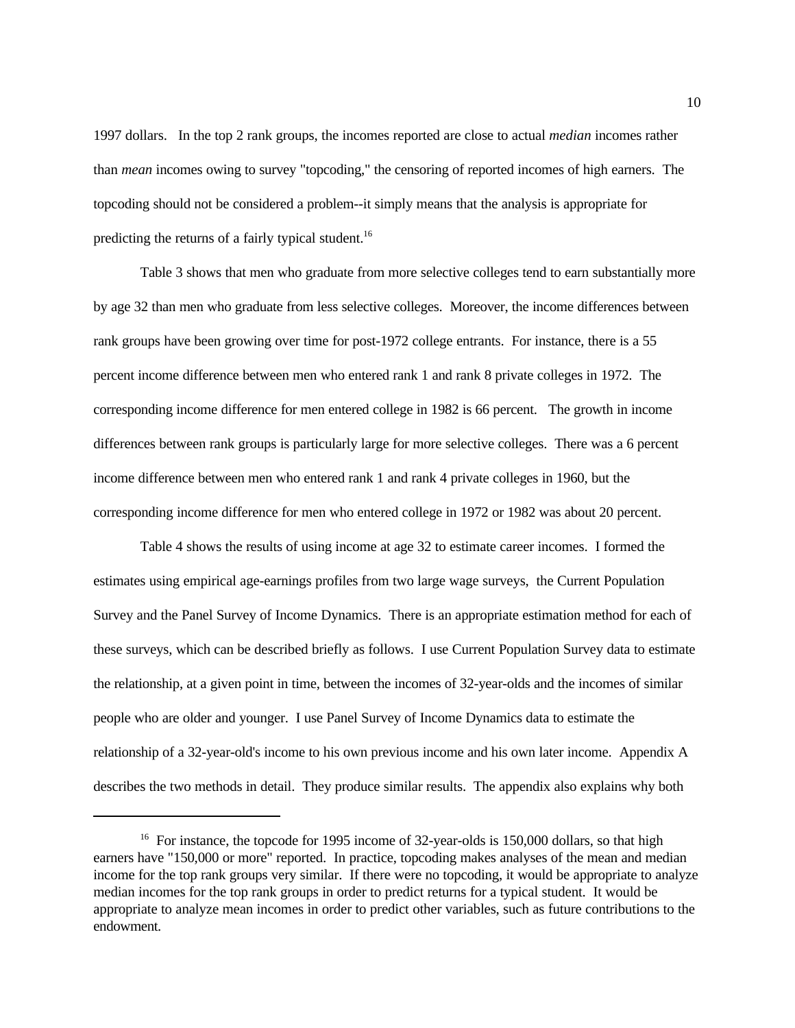1997 dollars. In the top 2 rank groups, the incomes reported are close to actual *median* incomes rather than *mean* incomes owing to survey "topcoding," the censoring of reported incomes of high earners. The topcoding should not be considered a problem--it simply means that the analysis is appropriate for predicting the returns of a fairly typical student.[16]

Table 3 shows that men who graduate from more selective colleges tend to earn substantially more by age 32 than men who graduate from less selective colleges. Moreover, the income differences between rank groups have been growing over time for post-1972 college entrants. For instance, there is a 55 percent income difference between men who entered rank 1 and rank 8 private colleges in 1972. The corresponding income difference for men entered college in 1982 is 66 percent. The growth in income differences between rank groups is particularly large for more selective colleges. There was a 6 percent income difference between men who entered rank 1 and rank 4 private colleges in 1960, but the corresponding income difference for men who entered college in 1972 or 1982 was about 20 percent.

Table 4 shows the results of using income at age 32 to estimate career incomes. I formed the estimates using empirical age-earnings profiles from two large wage surveys, the Current Population Survey and the Panel Survey of Income Dynamics. There is an appropriate estimation method for each of these surveys, which can be described briefly as follows. I use Current Population Survey data to estimate the relationship, at a given point in time, between the incomes of 32-year-olds and the incomes of similar people who are older and younger. I use Panel Survey of Income Dynamics data to estimate the relationship of a 32-year-old's income to his own previous income and his own later income. Appendix A describes the two methods in detail. They produce similar results. The appendix also explains why both

---

[16] For instance, the topcode for 1995 income of 32-year-olds is 150,000 dollars, so that high earners have "150,000 or more" reported. In practice, topcoding makes analyses of the mean and median income for the top rank groups very similar. If there were no topcoding, it would be appropriate to analyze median incomes for the top rank groups in order to predict returns for a typical student. It would be appropriate to analyze mean incomes in order to predict other variables, such as future contributions to the endowment.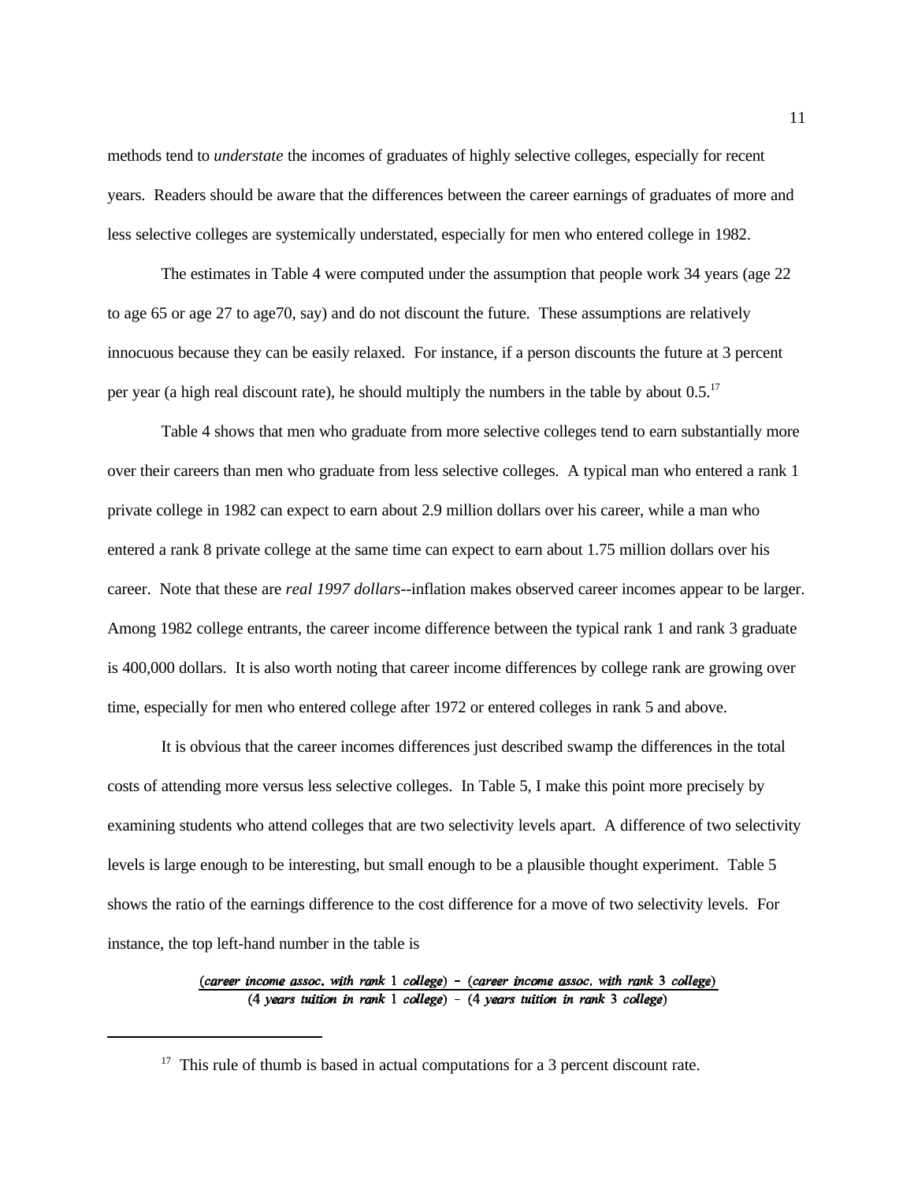methods tend to *understate* the incomes of graduates of highly selective colleges, especially for recent years. Readers should be aware that the differences between the career earnings of graduates of more and less selective colleges are systemically understated, especially for men who entered college in 1982.

The estimates in Table 4 were computed under the assumption that people work 34 years (age 22 to age 65 or age 27 to age70, say) and do not discount the future. These assumptions are relatively innocuous because they can be easily relaxed. For instance, if a person discounts the future at 3 percent per year (a high real discount rate), he should multiply the numbers in the table by about 0.5.[17]

Table 4 shows that men who graduate from more selective colleges tend to earn substantially more over their careers than men who graduate from less selective colleges. A typical man who entered a rank 1 private college in 1982 can expect to earn about 2.9 million dollars over his career, while a man who entered a rank 8 private college at the same time can expect to earn about 1.75 million dollars over his career. Note that these are *real 1997 dollars*--inflation makes observed career incomes appear to be larger. Among 1982 college entrants, the career income difference between the typical rank 1 and rank 3 graduate is 400,000 dollars. It is also worth noting that career income differences by college rank are growing over time, especially for men who entered college after 1972 or entered colleges in rank 5 and above.

It is obvious that the career incomes differences just described swamp the differences in the total costs of attending more versus less selective colleges. In Table 5, I make this point more precisely by examining students who attend colleges that are two selectivity levels apart. A difference of two selectivity levels is large enough to be interesting, but small enough to be a plausible thought experiment. Table 5 shows the ratio of the earnings difference to the cost difference for a move of two selectivity levels. For instance, the top left-hand number in the table is

$$\frac{(\textit{career income assoc. with rank } 1 \textit{ college}) - (\textit{career income assoc. with rank } 3 \textit{ college})}{(4 \textit{ years tuition in rank } 1 \textit{ college}) - (4 \textit{ years tuition in rank } 3 \textit{ college})}$$

---

[17] This rule of thumb is based in actual computations for a 3 percent discount rate.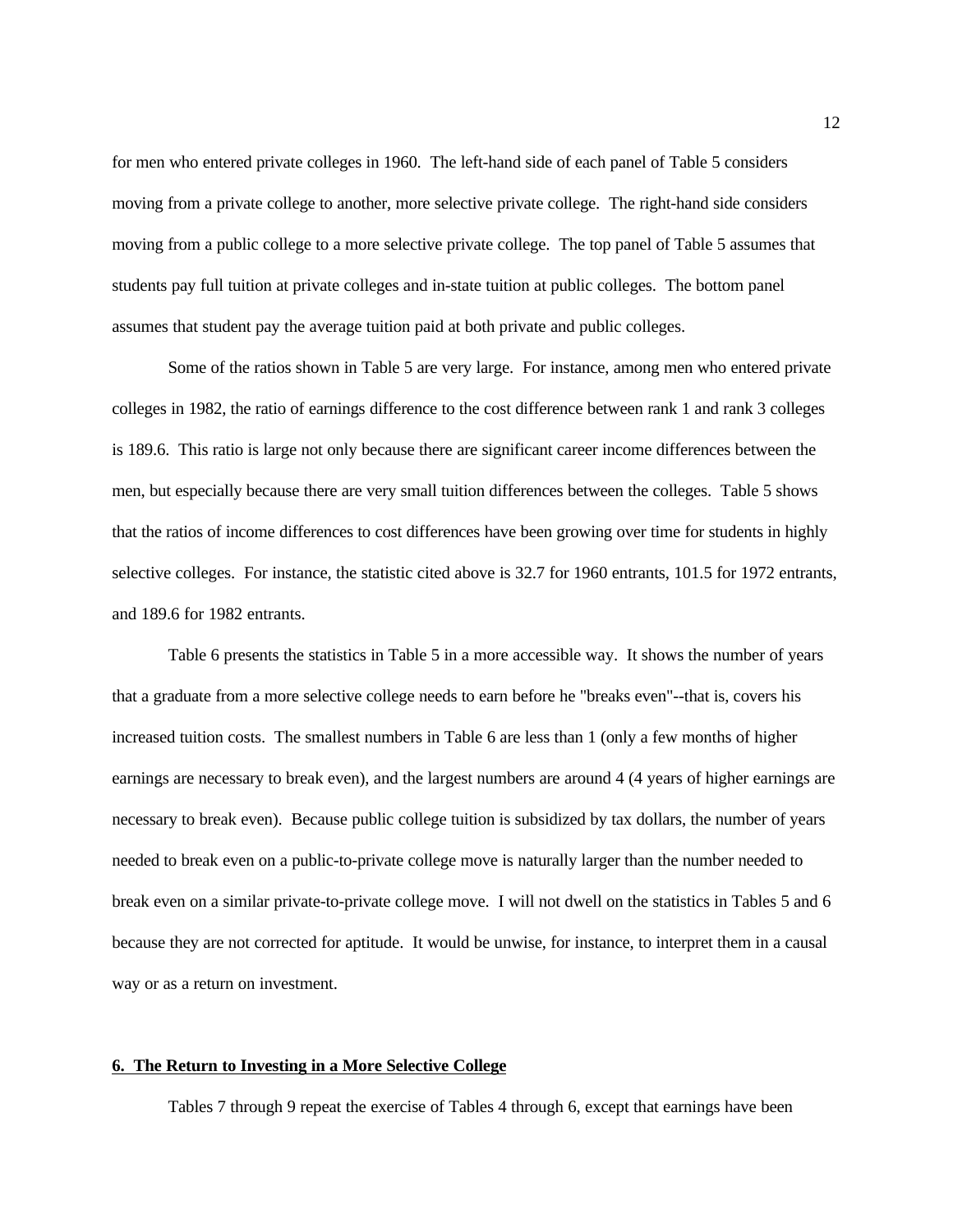for men who entered private colleges in 1960. The left-hand side of each panel of Table 5 considers moving from a private college to another, more selective private college. The right-hand side considers moving from a public college to a more selective private college. The top panel of Table 5 assumes that students pay full tuition at private colleges and in-state tuition at public colleges. The bottom panel assumes that student pay the average tuition paid at both private and public colleges.

Some of the ratios shown in Table 5 are very large. For instance, among men who entered private colleges in 1982, the ratio of earnings difference to the cost difference between rank 1 and rank 3 colleges is 189.6. This ratio is large not only because there are significant career income differences between the men, but especially because there are very small tuition differences between the colleges. Table 5 shows that the ratios of income differences to cost differences have been growing over time for students in highly selective colleges. For instance, the statistic cited above is 32.7 for 1960 entrants, 101.5 for 1972 entrants, and 189.6 for 1982 entrants.

Table 6 presents the statistics in Table 5 in a more accessible way. It shows the number of years that a graduate from a more selective college needs to earn before he "breaks even"--that is, covers his increased tuition costs. The smallest numbers in Table 6 are less than 1 (only a few months of higher earnings are necessary to break even), and the largest numbers are around 4 (4 years of higher earnings are necessary to break even). Because public college tuition is subsidized by tax dollars, the number of years needed to break even on a public-to-private college move is naturally larger than the number needed to break even on a similar private-to-private college move. I will not dwell on the statistics in Tables 5 and 6 because they are not corrected for aptitude. It would be unwise, for instance, to interpret them in a causal way or as a return on investment.

## 6. The Return to Investing in a More Selective College

Tables 7 through 9 repeat the exercise of Tables 4 through 6, except that earnings have been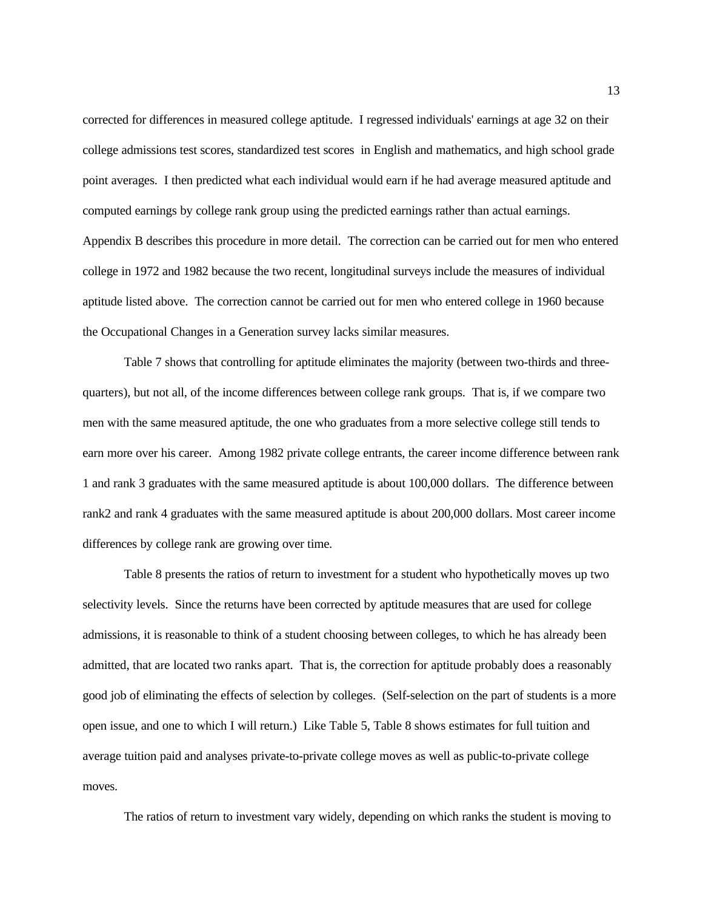corrected for differences in measured college aptitude. I regressed individuals' earnings at age 32 on their college admissions test scores, standardized test scores in English and mathematics, and high school grade point averages. I then predicted what each individual would earn if he had average measured aptitude and computed earnings by college rank group using the predicted earnings rather than actual earnings. Appendix B describes this procedure in more detail. The correction can be carried out for men who entered college in 1972 and 1982 because the two recent, longitudinal surveys include the measures of individual aptitude listed above. The correction cannot be carried out for men who entered college in 1960 because the Occupational Changes in a Generation survey lacks similar measures.

Table 7 shows that controlling for aptitude eliminates the majority (between two-thirds and three-quarters), but not all, of the income differences between college rank groups. That is, if we compare two men with the same measured aptitude, the one who graduates from a more selective college still tends to earn more over his career. Among 1982 private college entrants, the career income difference between rank 1 and rank 3 graduates with the same measured aptitude is about 100,000 dollars. The difference between rank2 and rank 4 graduates with the same measured aptitude is about 200,000 dollars. Most career income differences by college rank are growing over time.

Table 8 presents the ratios of return to investment for a student who hypothetically moves up two selectivity levels. Since the returns have been corrected by aptitude measures that are used for college admissions, it is reasonable to think of a student choosing between colleges, to which he has already been admitted, that are located two ranks apart. That is, the correction for aptitude probably does a reasonably good job of eliminating the effects of selection by colleges. (Self-selection on the part of students is a more open issue, and one to which I will return.) Like Table 5, Table 8 shows estimates for full tuition and average tuition paid and analyses private-to-private college moves as well as public-to-private college moves.

The ratios of return to investment vary widely, depending on which ranks the student is moving to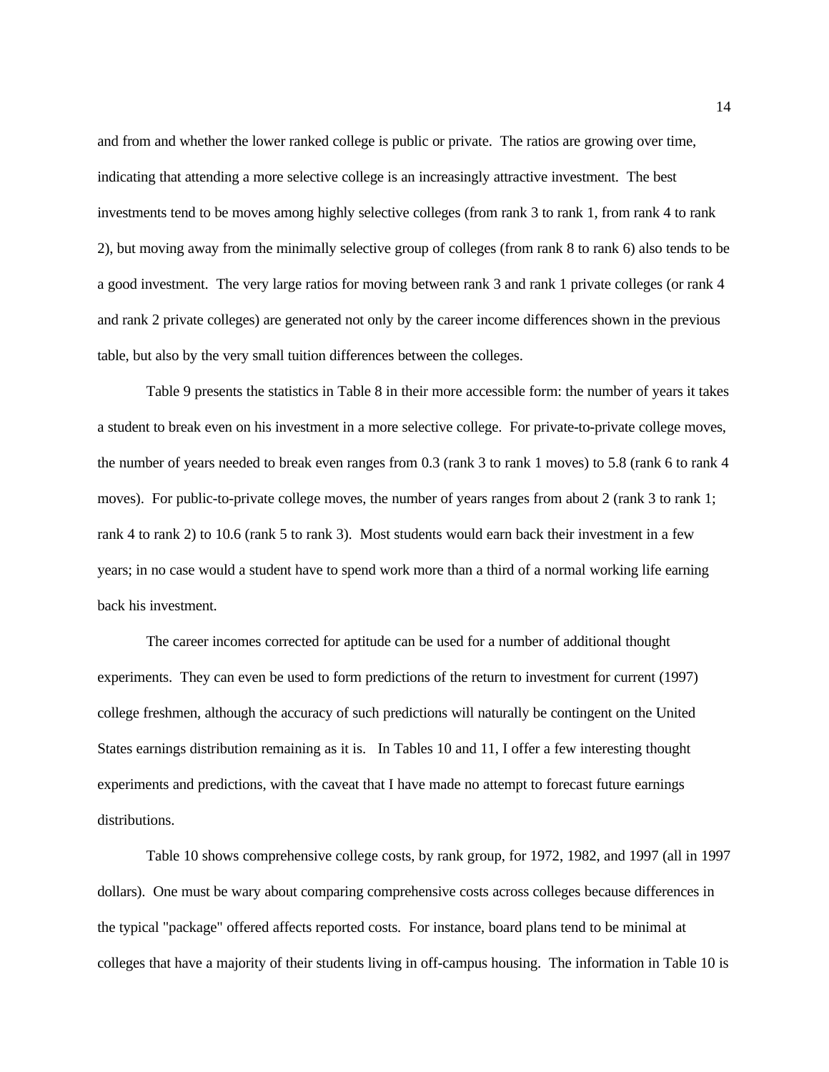and from and whether the lower ranked college is public or private. The ratios are growing over time, indicating that attending a more selective college is an increasingly attractive investment. The best investments tend to be moves among highly selective colleges (from rank 3 to rank 1, from rank 4 to rank 2), but moving away from the minimally selective group of colleges (from rank 8 to rank 6) also tends to be a good investment. The very large ratios for moving between rank 3 and rank 1 private colleges (or rank 4 and rank 2 private colleges) are generated not only by the career income differences shown in the previous table, but also by the very small tuition differences between the colleges.

Table 9 presents the statistics in Table 8 in their more accessible form: the number of years it takes a student to break even on his investment in a more selective college. For private-to-private college moves, the number of years needed to break even ranges from 0.3 (rank 3 to rank 1 moves) to 5.8 (rank 6 to rank 4 moves). For public-to-private college moves, the number of years ranges from about 2 (rank 3 to rank 1; rank 4 to rank 2) to 10.6 (rank 5 to rank 3). Most students would earn back their investment in a few years; in no case would a student have to spend work more than a third of a normal working life earning back his investment.

The career incomes corrected for aptitude can be used for a number of additional thought experiments. They can even be used to form predictions of the return to investment for current (1997) college freshmen, although the accuracy of such predictions will naturally be contingent on the United States earnings distribution remaining as it is. In Tables 10 and 11, I offer a few interesting thought experiments and predictions, with the caveat that I have made no attempt to forecast future earnings distributions.

Table 10 shows comprehensive college costs, by rank group, for 1972, 1982, and 1997 (all in 1997 dollars). One must be wary about comparing comprehensive costs across colleges because differences in the typical "package" offered affects reported costs. For instance, board plans tend to be minimal at colleges that have a majority of their students living in off-campus housing. The information in Table 10 is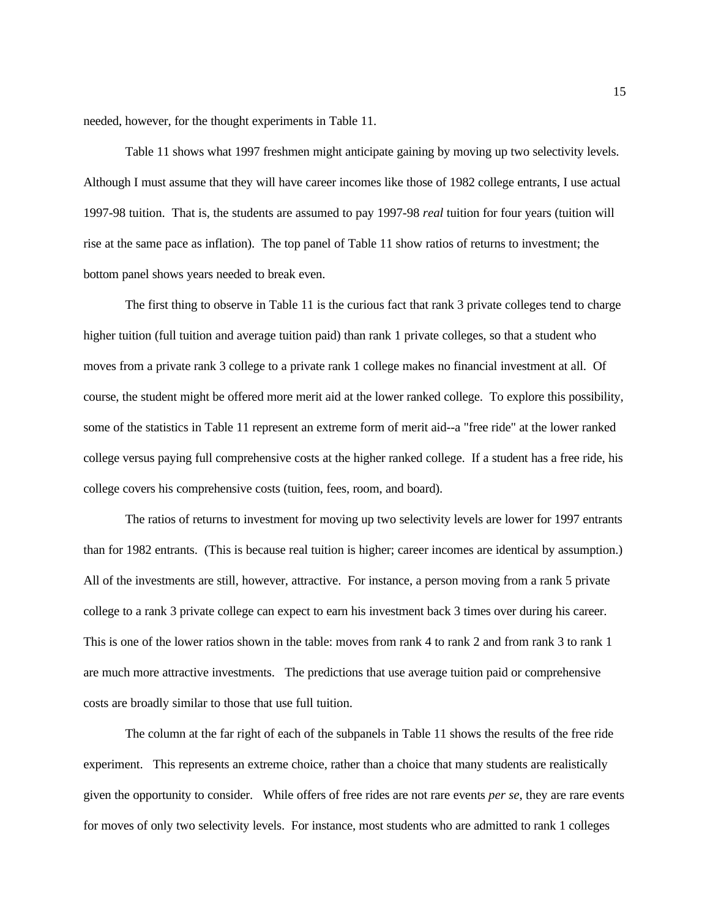needed, however, for the thought experiments in Table 11.

Table 11 shows what 1997 freshmen might anticipate gaining by moving up two selectivity levels. Although I must assume that they will have career incomes like those of 1982 college entrants, I use actual 1997-98 tuition. That is, the students are assumed to pay 1997-98 *real* tuition for four years (tuition will rise at the same pace as inflation). The top panel of Table 11 show ratios of returns to investment; the bottom panel shows years needed to break even.

The first thing to observe in Table 11 is the curious fact that rank 3 private colleges tend to charge higher tuition (full tuition and average tuition paid) than rank 1 private colleges, so that a student who moves from a private rank 3 college to a private rank 1 college makes no financial investment at all. Of course, the student might be offered more merit aid at the lower ranked college. To explore this possibility, some of the statistics in Table 11 represent an extreme form of merit aid--a "free ride" at the lower ranked college versus paying full comprehensive costs at the higher ranked college. If a student has a free ride, his college covers his comprehensive costs (tuition, fees, room, and board).

The ratios of returns to investment for moving up two selectivity levels are lower for 1997 entrants than for 1982 entrants. (This is because real tuition is higher; career incomes are identical by assumption.) All of the investments are still, however, attractive. For instance, a person moving from a rank 5 private college to a rank 3 private college can expect to earn his investment back 3 times over during his career. This is one of the lower ratios shown in the table: moves from rank 4 to rank 2 and from rank 3 to rank 1 are much more attractive investments. The predictions that use average tuition paid or comprehensive costs are broadly similar to those that use full tuition.

The column at the far right of each of the subpanels in Table 11 shows the results of the free ride experiment. This represents an extreme choice, rather than a choice that many students are realistically given the opportunity to consider. While offers of free rides are not rare events *per se*, they are rare events for moves of only two selectivity levels. For instance, most students who are admitted to rank 1 colleges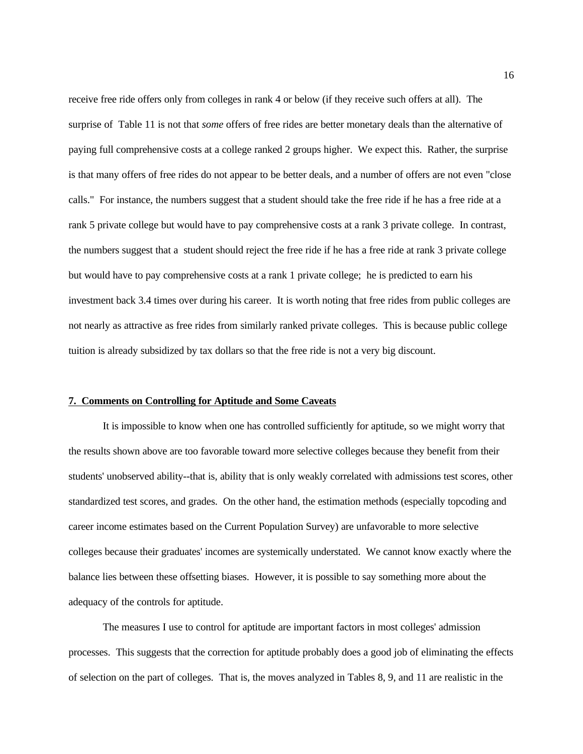receive free ride offers only from colleges in rank 4 or below (if they receive such offers at all). The surprise of Table 11 is not that *some* offers of free rides are better monetary deals than the alternative of paying full comprehensive costs at a college ranked 2 groups higher. We expect this. Rather, the surprise is that many offers of free rides do not appear to be better deals, and a number of offers are not even "close calls." For instance, the numbers suggest that a student should take the free ride if he has a free ride at a rank 5 private college but would have to pay comprehensive costs at a rank 3 private college. In contrast, the numbers suggest that a student should reject the free ride if he has a free ride at rank 3 private college but would have to pay comprehensive costs at a rank 1 private college; he is predicted to earn his investment back 3.4 times over during his career. It is worth noting that free rides from public colleges are not nearly as attractive as free rides from similarly ranked private colleges. This is because public college tuition is already subsidized by tax dollars so that the free ride is not a very big discount.

## **7. Comments on Controlling for Aptitude and Some Caveats**

It is impossible to know when one has controlled sufficiently for aptitude, so we might worry that the results shown above are too favorable toward more selective colleges because they benefit from their students' unobserved ability--that is, ability that is only weakly correlated with admissions test scores, other standardized test scores, and grades. On the other hand, the estimation methods (especially topcoding and career income estimates based on the Current Population Survey) are unfavorable to more selective colleges because their graduates' incomes are systemically understated. We cannot know exactly where the balance lies between these offsetting biases. However, it is possible to say something more about the adequacy of the controls for aptitude.

The measures I use to control for aptitude are important factors in most colleges' admission processes. This suggests that the correction for aptitude probably does a good job of eliminating the effects of selection on the part of colleges. That is, the moves analyzed in Tables 8, 9, and 11 are realistic in the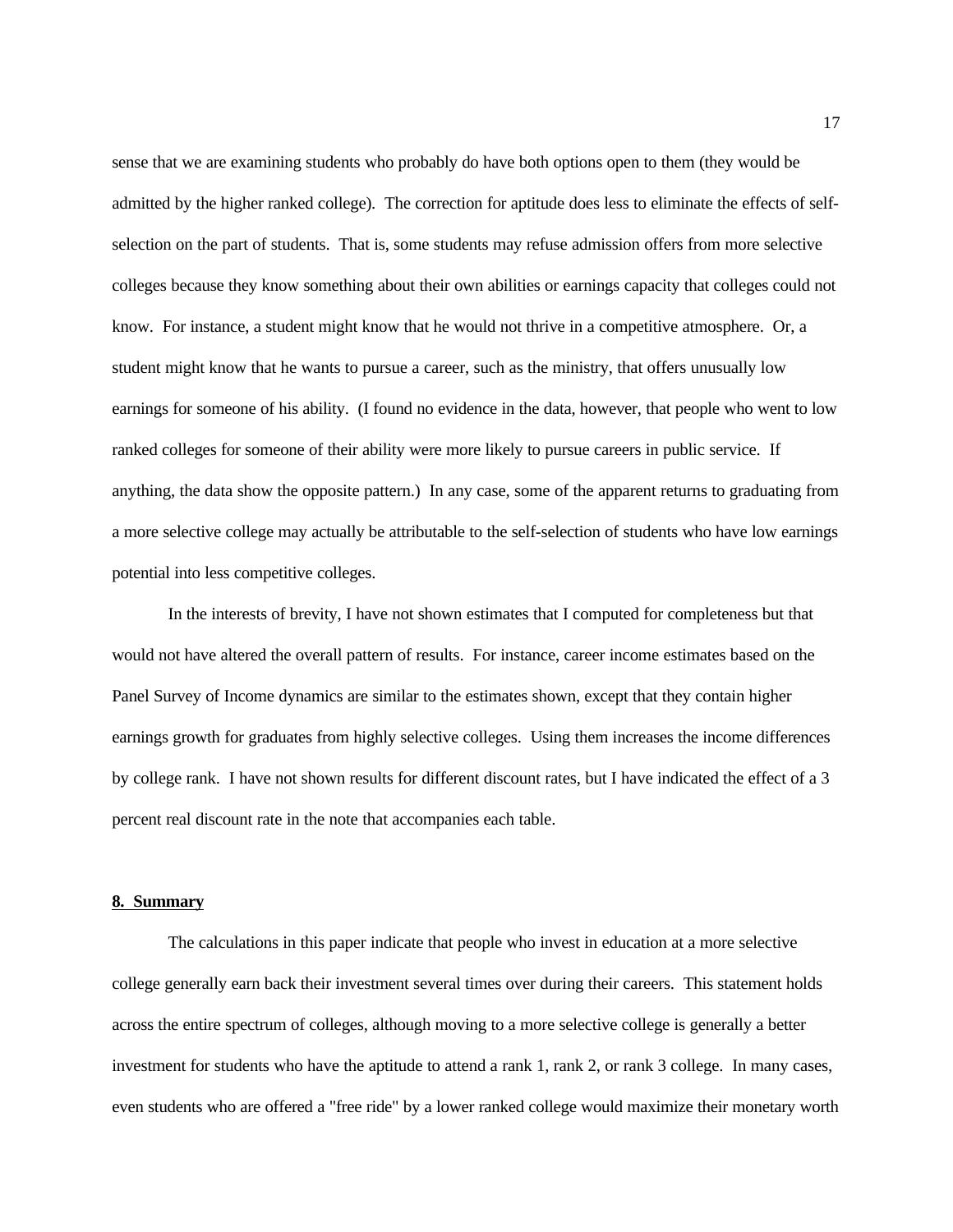sense that we are examining students who probably do have both options open to them (they would be admitted by the higher ranked college). The correction for aptitude does less to eliminate the effects of self-selection on the part of students. That is, some students may refuse admission offers from more selective colleges because they know something about their own abilities or earnings capacity that colleges could not know. For instance, a student might know that he would not thrive in a competitive atmosphere. Or, a student might know that he wants to pursue a career, such as the ministry, that offers unusually low earnings for someone of his ability. (I found no evidence in the data, however, that people who went to low ranked colleges for someone of their ability were more likely to pursue careers in public service. If anything, the data show the opposite pattern.) In any case, some of the apparent returns to graduating from a more selective college may actually be attributable to the self-selection of students who have low earnings potential into less competitive colleges.

In the interests of brevity, I have not shown estimates that I computed for completeness but that would not have altered the overall pattern of results. For instance, career income estimates based on the Panel Survey of Income dynamics are similar to the estimates shown, except that they contain higher earnings growth for graduates from highly selective colleges. Using them increases the income differences by college rank. I have not shown results for different discount rates, but I have indicated the effect of a 3 percent real discount rate in the note that accompanies each table.

## 8. Summary

The calculations in this paper indicate that people who invest in education at a more selective college generally earn back their investment several times over during their careers. This statement holds across the entire spectrum of colleges, although moving to a more selective college is generally a better investment for students who have the aptitude to attend a rank 1, rank 2, or rank 3 college. In many cases, even students who are offered a "free ride" by a lower ranked college would maximize their monetary worth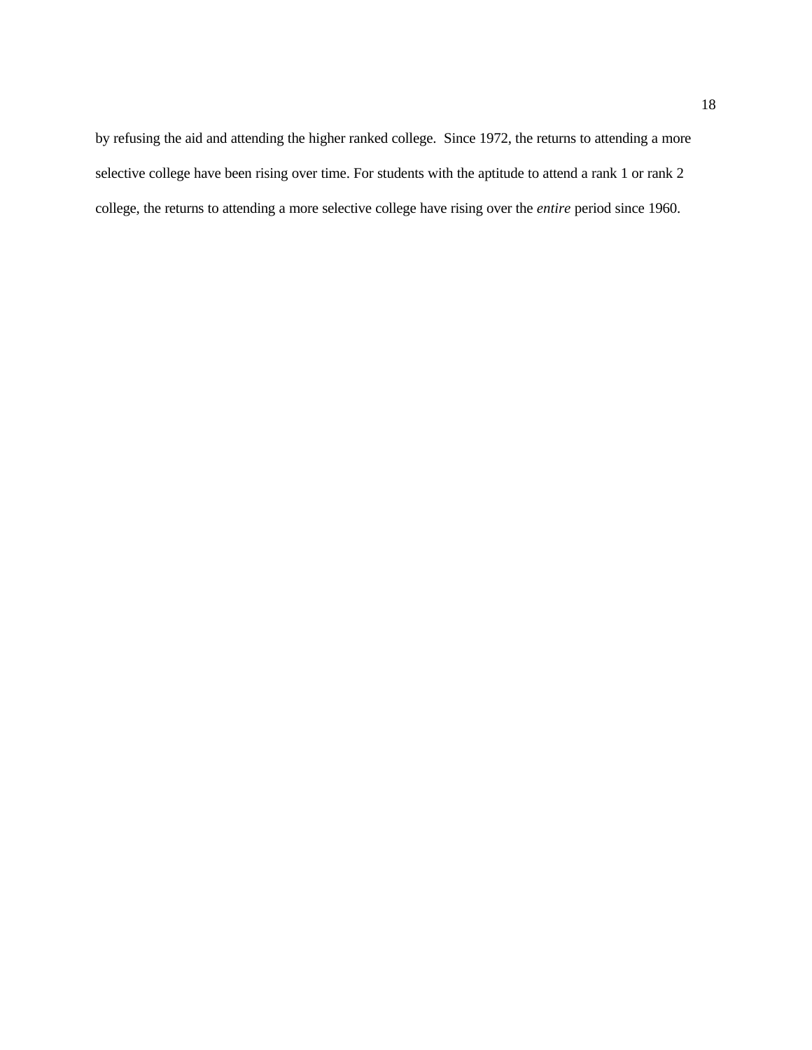by refusing the aid and attending the higher ranked college. Since 1972, the returns to attending a more selective college have been rising over time. For students with the aptitude to attend a rank 1 or rank 2 college, the returns to attending a more selective college have rising over the *entire* period since 1960.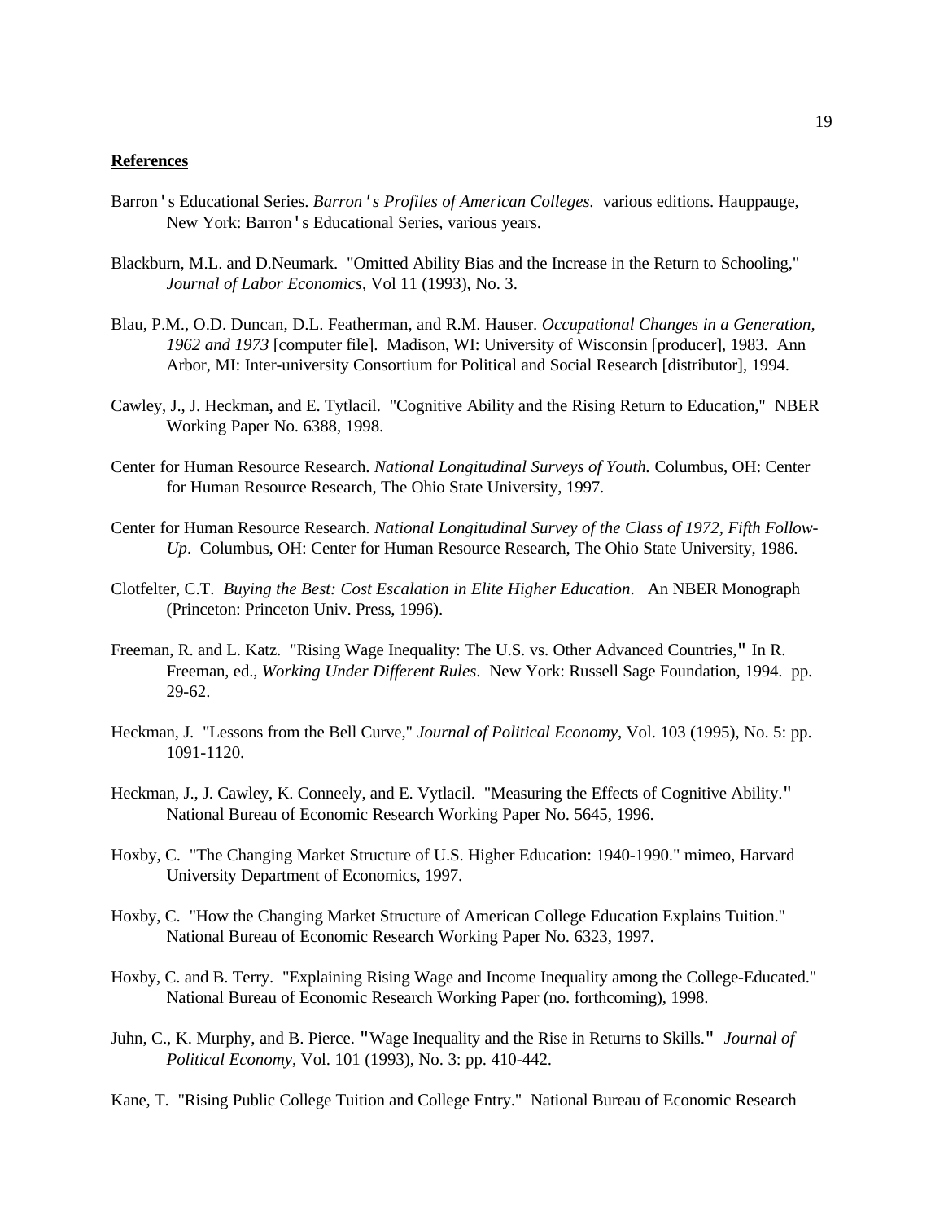**References**

Barron's Educational Series. *Barron's Profiles of American Colleges.* various editions. Hauppauge, New York: Barron's Educational Series, various years.

Blackburn, M.L. and D.Neumark. "Omitted Ability Bias and the Increase in the Return to Schooling," *Journal of Labor Economics*, Vol 11 (1993), No. 3.

Blau, P.M., O.D. Duncan, D.L. Featherman, and R.M. Hauser. *Occupational Changes in a Generation, 1962 and 1973* [computer file]. Madison, WI: University of Wisconsin [producer], 1983. Ann Arbor, MI: Inter-university Consortium for Political and Social Research [distributor], 1994.

Cawley, J., J. Heckman, and E. Tytlacil. "Cognitive Ability and the Rising Return to Education," NBER Working Paper No. 6388, 1998.

Center for Human Resource Research. *National Longitudinal Surveys of Youth.* Columbus, OH: Center for Human Resource Research, The Ohio State University, 1997.

Center for Human Resource Research. *National Longitudinal Survey of the Class of 1972, Fifth Follow-Up*. Columbus, OH: Center for Human Resource Research, The Ohio State University, 1986.

Clotfelter, C.T. *Buying the Best: Cost Escalation in Elite Higher Education*. An NBER Monograph (Princeton: Princeton Univ. Press, 1996).

Freeman, R. and L. Katz. "Rising Wage Inequality: The U.S. vs. Other Advanced Countries," In R. Freeman, ed., *Working Under Different Rules*. New York: Russell Sage Foundation, 1994. pp. 29-62.

Heckman, J. "Lessons from the Bell Curve," *Journal of Political Economy*, Vol. 103 (1995), No. 5: pp. 1091-1120.

Heckman, J., J. Cawley, K. Conneely, and E. Vytlacil. "Measuring the Effects of Cognitive Ability." National Bureau of Economic Research Working Paper No. 5645, 1996.

Hoxby, C. "The Changing Market Structure of U.S. Higher Education: 1940-1990." mimeo, Harvard University Department of Economics, 1997.

Hoxby, C. "How the Changing Market Structure of American College Education Explains Tuition." National Bureau of Economic Research Working Paper No. 6323, 1997.

Hoxby, C. and B. Terry. "Explaining Rising Wage and Income Inequality among the College-Educated." National Bureau of Economic Research Working Paper (no. forthcoming), 1998.

Juhn, C., K. Murphy, and B. Pierce. "Wage Inequality and the Rise in Returns to Skills." *Journal of Political Economy*, Vol. 101 (1993), No. 3: pp. 410-442.

Kane, T. "Rising Public College Tuition and College Entry." National Bureau of Economic Research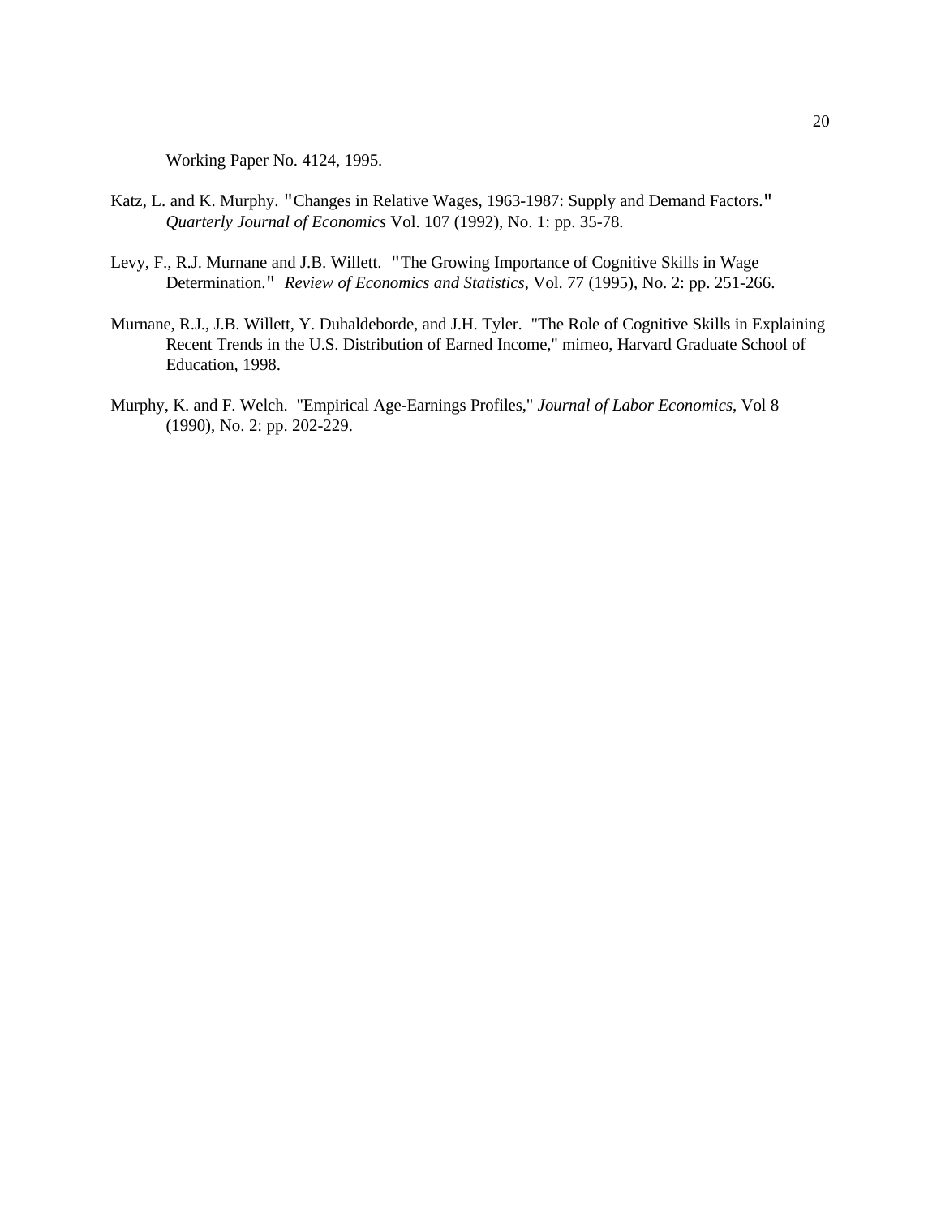Working Paper No. 4124, 1995.

Katz, L. and K. Murphy. "Changes in Relative Wages, 1963-1987: Supply and Demand Factors." *Quarterly Journal of Economics* Vol. 107 (1992), No. 1: pp. 35-78.

Levy, F., R.J. Murnane and J.B. Willett. "The Growing Importance of Cognitive Skills in Wage Determination." *Review of Economics and Statistics*, Vol. 77 (1995), No. 2: pp. 251-266.

Murnane, R.J., J.B. Willett, Y. Duhaldeborde, and J.H. Tyler. "The Role of Cognitive Skills in Explaining Recent Trends in the U.S. Distribution of Earned Income," mimeo, Harvard Graduate School of Education, 1998.

Murphy, K. and F. Welch. "Empirical Age-Earnings Profiles," *Journal of Labor Economics*, Vol 8 (1990), No. 2: pp. 202-229.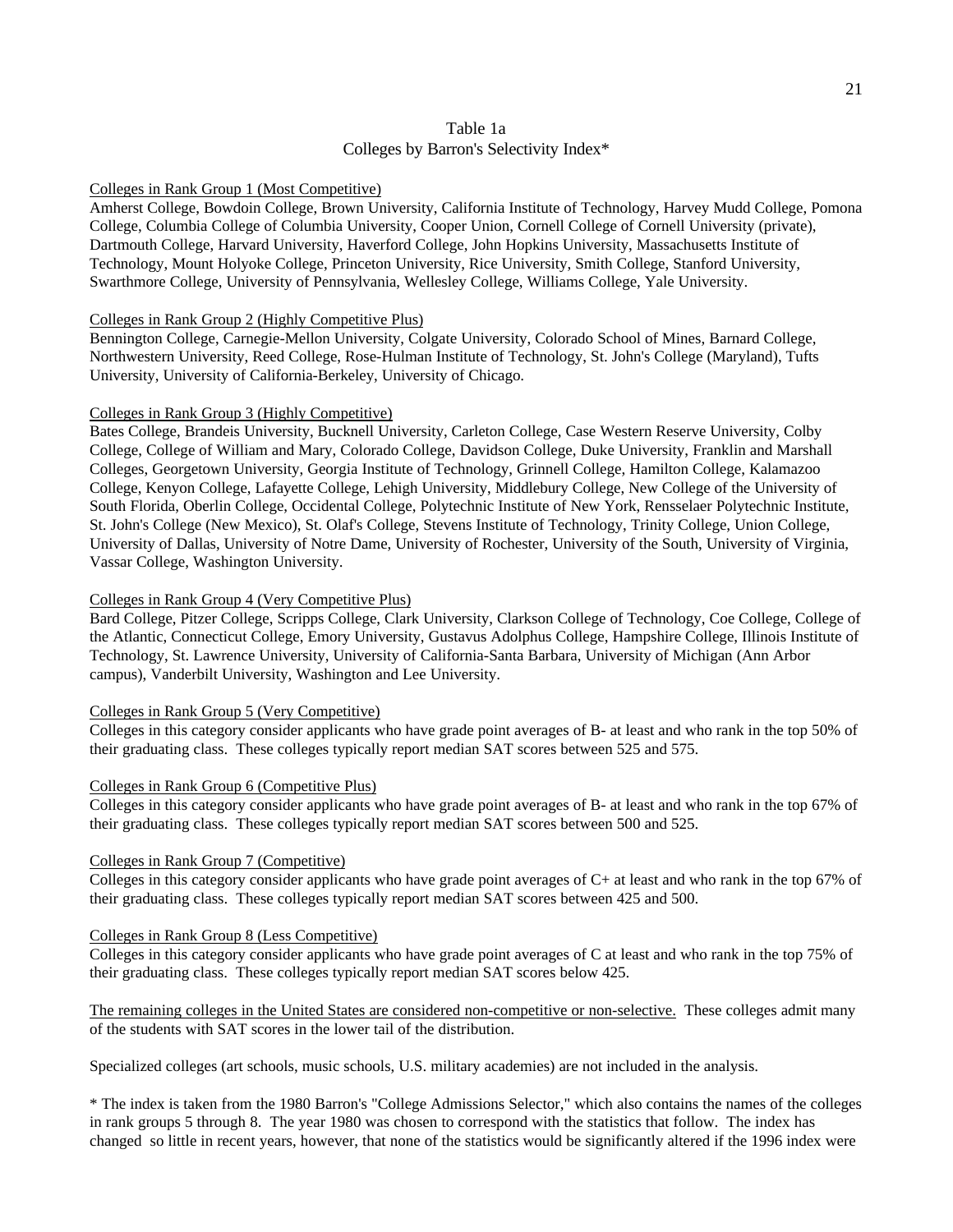## Table 1a
## Colleges by Barron's Selectivity Index*

Colleges in Rank Group 1 (Most Competitive)
Amherst College, Bowdoin College, Brown University, California Institute of Technology, Harvey Mudd College, Pomona College, Columbia College of Columbia University, Cooper Union, Cornell College of Cornell University (private), Dartmouth College, Harvard University, Haverford College, John Hopkins University, Massachusetts Institute of Technology, Mount Holyoke College, Princeton University, Rice University, Smith College, Stanford University, Swarthmore College, University of Pennsylvania, Wellesley College, Williams College, Yale University.

Colleges in Rank Group 2 (Highly Competitive Plus)
Bennington College, Carnegie-Mellon University, Colgate University, Colorado School of Mines, Barnard College, Northwestern University, Reed College, Rose-Hulman Institute of Technology, St. John's College (Maryland), Tufts University, University of California-Berkeley, University of Chicago.

Colleges in Rank Group 3 (Highly Competitive)
Bates College, Brandeis University, Bucknell University, Carleton College, Case Western Reserve University, Colby College, College of William and Mary, Colorado College, Davidson College, Duke University, Franklin and Marshall Colleges, Georgetown University, Georgia Institute of Technology, Grinnell College, Hamilton College, Kalamazoo College, Kenyon College, Lafayette College, Lehigh University, Middlebury College, New College of the University of South Florida, Oberlin College, Occidental College, Polytechnic Institute of New York, Rensselaer Polytechnic Institute, St. John's College (New Mexico), St. Olaf's College, Stevens Institute of Technology, Trinity College, Union College, University of Dallas, University of Notre Dame, University of Rochester, University of the South, University of Virginia, Vassar College, Washington University.

Colleges in Rank Group 4 (Very Competitive Plus)
Bard College, Pitzer College, Scripps College, Clark University, Clarkson College of Technology, Coe College, College of the Atlantic, Connecticut College, Emory University, Gustavus Adolphus College, Hampshire College, Illinois Institute of Technology, St. Lawrence University, University of California-Santa Barbara, University of Michigan (Ann Arbor campus), Vanderbilt University, Washington and Lee University.

Colleges in Rank Group 5 (Very Competitive)
Colleges in this category consider applicants who have grade point averages of B- at least and who rank in the top 50% of their graduating class. These colleges typically report median SAT scores between 525 and 575.

Colleges in Rank Group 6 (Competitive Plus)
Colleges in this category consider applicants who have grade point averages of B- at least and who rank in the top 67% of their graduating class. These colleges typically report median SAT scores between 500 and 525.

Colleges in Rank Group 7 (Competitive)
Colleges in this category consider applicants who have grade point averages of C+ at least and who rank in the top 67% of their graduating class. These colleges typically report median SAT scores between 425 and 500.

Colleges in Rank Group 8 (Less Competitive)
Colleges in this category consider applicants who have grade point averages of C at least and who rank in the top 75% of their graduating class. These colleges typically report median SAT scores below 425.

The remaining colleges in the United States are considered non-competitive or non-selective. These colleges admit many of the students with SAT scores in the lower tail of the distribution.

Specialized colleges (art schools, music schools, U.S. military academies) are not included in the analysis.

* The index is taken from the 1980 Barron's "College Admissions Selector," which also contains the names of the colleges in rank groups 5 through 8. The year 1980 was chosen to correspond with the statistics that follow. The index has changed so little in recent years, however, that none of the statistics would be significantly altered if the 1996 index were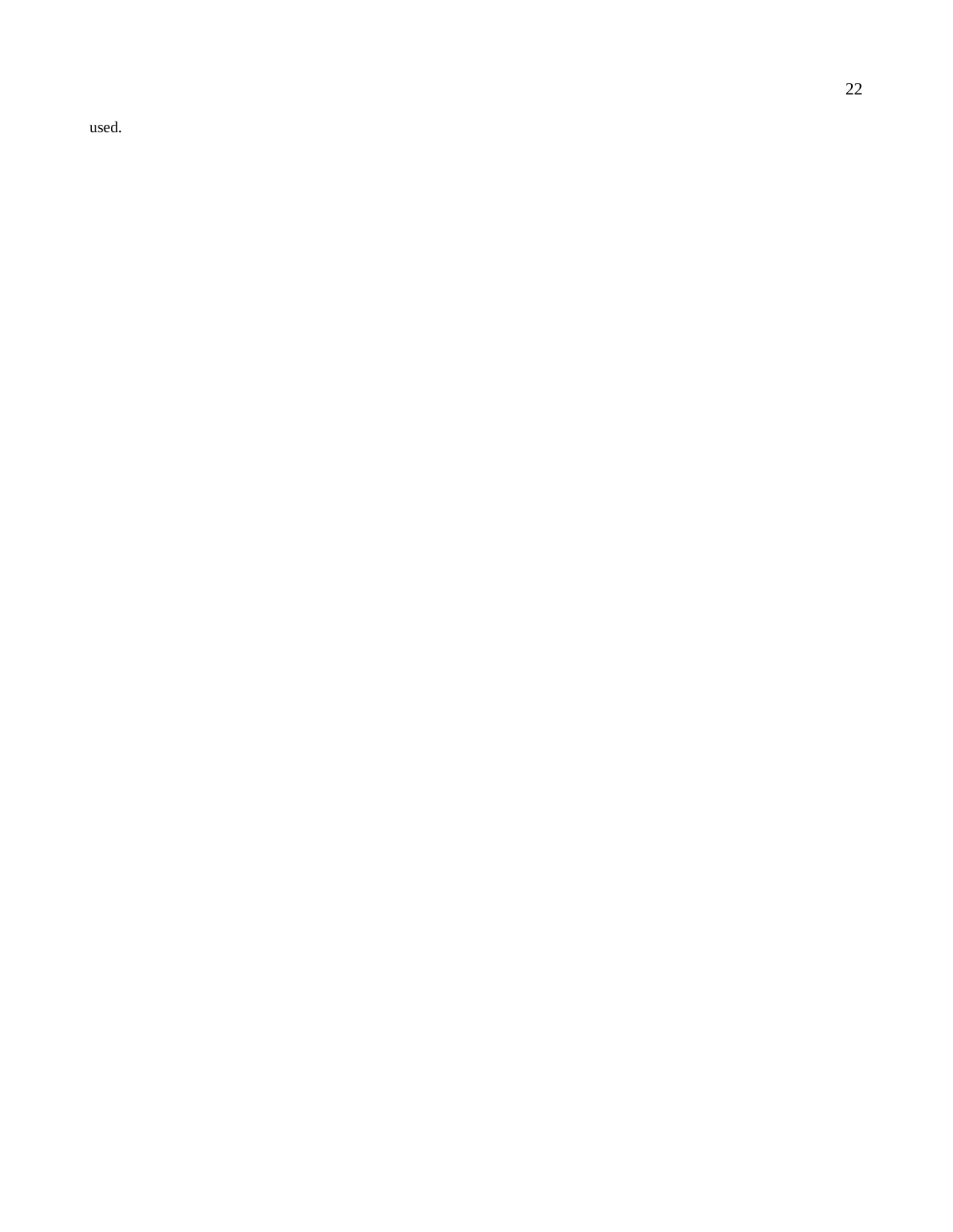used.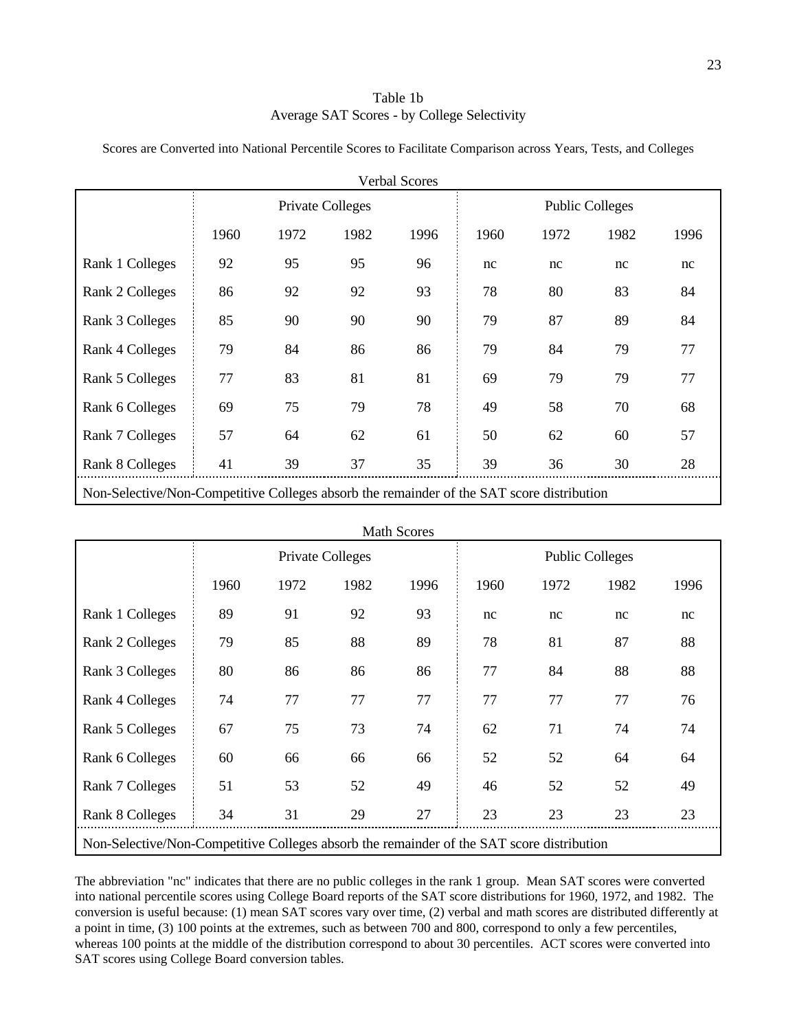Table 1b
Average SAT Scores - by College Selectivity

Scores are Converted into National Percentile Scores to Facilitate Comparison across Years, Tests, and Colleges

Verbal Scores

| | Private Colleges | | | | Public Colleges | | | |
|---|---|---|---|---|---|---|---|---|
| | 1960 | 1972 | 1982 | 1996 | 1960 | 1972 | 1982 | 1996 |
| Rank 1 Colleges | 92 | 95 | 95 | 96 | nc | nc | nc | nc |
| Rank 2 Colleges | 86 | 92 | 92 | 93 | 78 | 80 | 83 | 84 |
| Rank 3 Colleges | 85 | 90 | 90 | 90 | 79 | 87 | 89 | 84 |
| Rank 4 Colleges | 79 | 84 | 86 | 86 | 79 | 84 | 79 | 77 |
| Rank 5 Colleges | 77 | 83 | 81 | 81 | 69 | 79 | 79 | 77 |
| Rank 6 Colleges | 69 | 75 | 79 | 78 | 49 | 58 | 70 | 68 |
| Rank 7 Colleges | 57 | 64 | 62 | 61 | 50 | 62 | 60 | 57 |
| Rank 8 Colleges | 41 | 39 | 37 | 35 | 39 | 36 | 30 | 28 |
| Non-Selective/Non-Competitive Colleges absorb the remainder of the SAT score distribution | | | | | | | | |

Math Scores

| | Private Colleges | | | | Public Colleges | | | |
|---|---|---|---|---|---|---|---|---|
| | 1960 | 1972 | 1982 | 1996 | 1960 | 1972 | 1982 | 1996 |
| Rank 1 Colleges | 89 | 91 | 92 | 93 | nc | nc | nc | nc |
| Rank 2 Colleges | 79 | 85 | 88 | 89 | 78 | 81 | 87 | 88 |
| Rank 3 Colleges | 80 | 86 | 86 | 86 | 77 | 84 | 88 | 88 |
| Rank 4 Colleges | 74 | 77 | 77 | 77 | 77 | 77 | 77 | 76 |
| Rank 5 Colleges | 67 | 75 | 73 | 74 | 62 | 71 | 74 | 74 |
| Rank 6 Colleges | 60 | 66 | 66 | 66 | 52 | 52 | 64 | 64 |
| Rank 7 Colleges | 51 | 53 | 52 | 49 | 46 | 52 | 52 | 49 |
| Rank 8 Colleges | 34 | 31 | 29 | 27 | 23 | 23 | 23 | 23 |
| Non-Selective/Non-Competitive Colleges absorb the remainder of the SAT score distribution | | | | | | | | |

The abbreviation "nc" indicates that there are no public colleges in the rank 1 group. Mean SAT scores were converted into national percentile scores using College Board reports of the SAT score distributions for 1960, 1972, and 1982. The conversion is useful because: (1) mean SAT scores vary over time, (2) verbal and math scores are distributed differently at a point in time, (3) 100 points at the extremes, such as between 700 and 800, correspond to only a few percentiles, whereas 100 points at the middle of the distribution correspond to about 30 percentiles. ACT scores were converted into SAT scores using College Board conversion tables.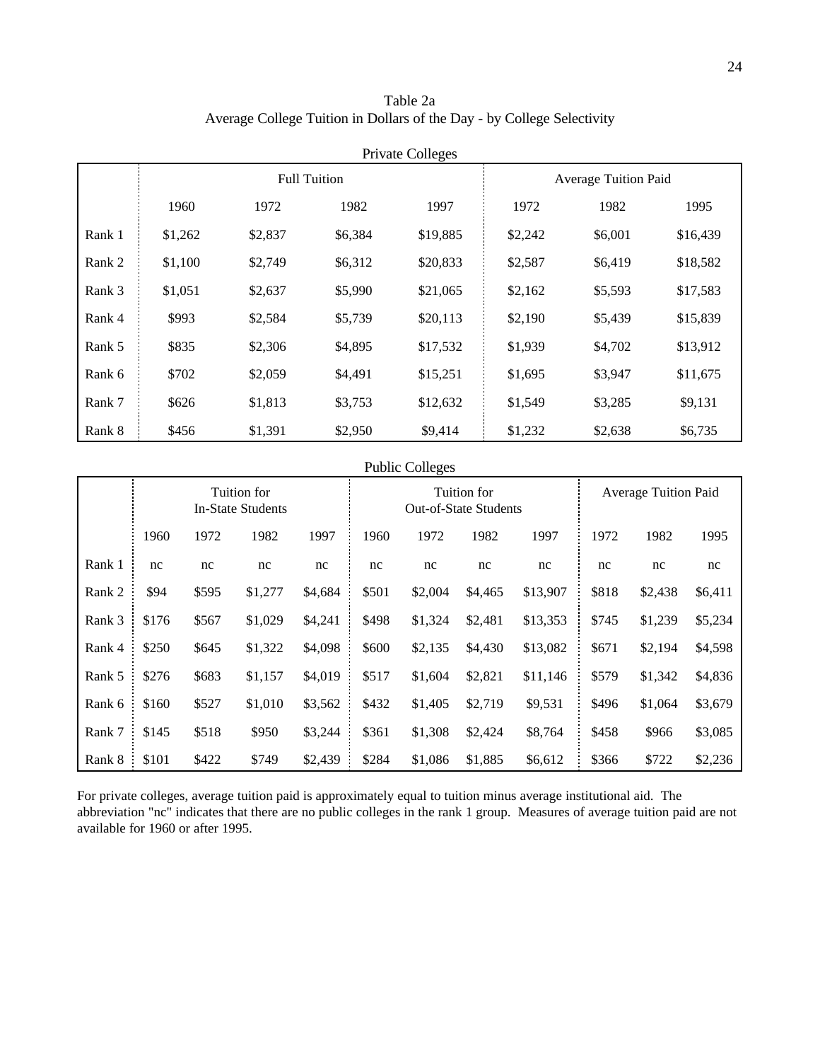Table 2a
Average College Tuition in Dollars of the Day - by College Selectivity

Private Colleges

| | Full Tuition | | | | Average Tuition Paid | | |
|---|---|---|---|---|---|---|---|
| | 1960 | 1972 | 1982 | 1997 | 1972 | 1982 | 1995 |
| Rank 1 | $1,262 | $2,837 | $6,384 | $19,885 | $2,242 | $6,001 | $16,439 |
| Rank 2 | $1,100 | $2,749 | $6,312 | $20,833 | $2,587 | $6,419 | $18,582 |
| Rank 3 | $1,051 | $2,637 | $5,990 | $21,065 | $2,162 | $5,593 | $17,583 |
| Rank 4 | $993 | $2,584 | $5,739 | $20,113 | $2,190 | $5,439 | $15,839 |
| Rank 5 | $835 | $2,306 | $4,895 | $17,532 | $1,939 | $4,702 | $13,912 |
| Rank 6 | $702 | $2,059 | $4,491 | $15,251 | $1,695 | $3,947 | $11,675 |
| Rank 7 | $626 | $1,813 | $3,753 | $12,632 | $1,549 | $3,285 | $9,131 |
| Rank 8 | $456 | $1,391 | $2,950 | $9,414 | $1,232 | $2,638 | $6,735 |

Public Colleges

| | Tuition for In-State Students | | | | Tuition for Out-of-State Students | | | | Average Tuition Paid | | |
|---|---|---|---|---|---|---|---|---|---|---|---|
| | 1960 | 1972 | 1982 | 1997 | 1960 | 1972 | 1982 | 1997 | 1972 | 1982 | 1995 |
| Rank 1 | nc | nc | nc | nc | nc | nc | nc | nc | nc | nc | nc |
| Rank 2 | $94 | $595 | $1,277 | $4,684 | $501 | $2,004 | $4,465 | $13,907 | $818 | $2,438 | $6,411 |
| Rank 3 | $176 | $567 | $1,029 | $4,241 | $498 | $1,324 | $2,481 | $13,353 | $745 | $1,239 | $5,234 |
| Rank 4 | $250 | $645 | $1,322 | $4,098 | $600 | $2,135 | $4,430 | $13,082 | $671 | $2,194 | $4,598 |
| Rank 5 | $276 | $683 | $1,157 | $4,019 | $517 | $1,604 | $2,821 | $11,146 | $579 | $1,342 | $4,836 |
| Rank 6 | $160 | $527 | $1,010 | $3,562 | $432 | $1,405 | $2,719 | $9,531 | $496 | $1,064 | $3,679 |
| Rank 7 | $145 | $518 | $950 | $3,244 | $361 | $1,308 | $2,424 | $8,764 | $458 | $966 | $3,085 |
| Rank 8 | $101 | $422 | $749 | $2,439 | $284 | $1,086 | $1,885 | $6,612 | $366 | $722 | $2,236 |

For private colleges, average tuition paid is approximately equal to tuition minus average institutional aid. The abbreviation "nc" indicates that there are no public colleges in the rank 1 group. Measures of average tuition paid are not available for 1960 or after 1995.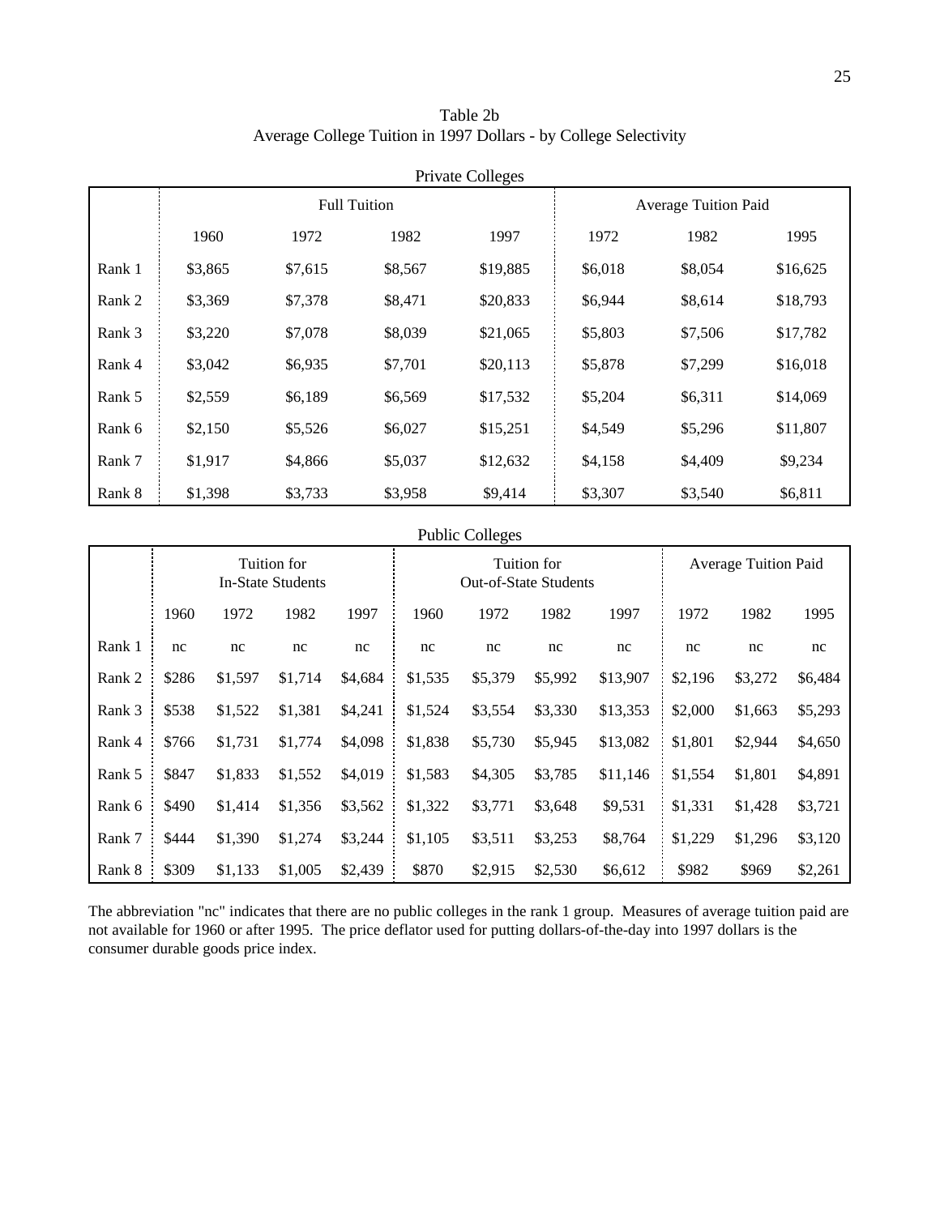Table 2b
Average College Tuition in 1997 Dollars - by College Selectivity

Private Colleges

| | Full Tuition | | | | Average Tuition Paid | | |
|---|---|---|---|---|---|---|---|
| | 1960 | 1972 | 1982 | 1997 | 1972 | 1982 | 1995 |
| Rank 1 | $3,865 | $7,615 | $8,567 | $19,885 | $6,018 | $8,054 | $16,625 |
| Rank 2 | $3,369 | $7,378 | $8,471 | $20,833 | $6,944 | $8,614 | $18,793 |
| Rank 3 | $3,220 | $7,078 | $8,039 | $21,065 | $5,803 | $7,506 | $17,782 |
| Rank 4 | $3,042 | $6,935 | $7,701 | $20,113 | $5,878 | $7,299 | $16,018 |
| Rank 5 | $2,559 | $6,189 | $6,569 | $17,532 | $5,204 | $6,311 | $14,069 |
| Rank 6 | $2,150 | $5,526 | $6,027 | $15,251 | $4,549 | $5,296 | $11,807 |
| Rank 7 | $1,917 | $4,866 | $5,037 | $12,632 | $4,158 | $4,409 | $9,234 |
| Rank 8 | $1,398 | $3,733 | $3,958 | $9,414 | $3,307 | $3,540 | $6,811 |

Public Colleges

| | Tuition for In-State Students | | | | Tuition for Out-of-State Students | | | | Average Tuition Paid | | |
|---|---|---|---|---|---|---|---|---|---|---|---|
| | 1960 | 1972 | 1982 | 1997 | 1960 | 1972 | 1982 | 1997 | 1972 | 1982 | 1995 |
| Rank 1 | nc | nc | nc | nc | nc | nc | nc | nc | nc | nc | nc |
| Rank 2 | $286 | $1,597 | $1,714 | $4,684 | $1,535 | $5,379 | $5,992 | $13,907 | $2,196 | $3,272 | $6,484 |
| Rank 3 | $538 | $1,522 | $1,381 | $4,241 | $1,524 | $3,554 | $3,330 | $13,353 | $2,000 | $1,663 | $5,293 |
| Rank 4 | $766 | $1,731 | $1,774 | $4,098 | $1,838 | $5,730 | $5,945 | $13,082 | $1,801 | $2,944 | $4,650 |
| Rank 5 | $847 | $1,833 | $1,552 | $4,019 | $1,583 | $4,305 | $3,785 | $11,146 | $1,554 | $1,801 | $4,891 |
| Rank 6 | $490 | $1,414 | $1,356 | $3,562 | $1,322 | $3,771 | $3,648 | $9,531 | $1,331 | $1,428 | $3,721 |
| Rank 7 | $444 | $1,390 | $1,274 | $3,244 | $1,105 | $3,511 | $3,253 | $8,764 | $1,229 | $1,296 | $3,120 |
| Rank 8 | $309 | $1,133 | $1,005 | $2,439 | $870 | $2,915 | $2,530 | $6,612 | $982 | $969 | $2,261 |

The abbreviation "nc" indicates that there are no public colleges in the rank 1 group. Measures of average tuition paid are not available for 1960 or after 1995. The price deflator used for putting dollars-of-the-day into 1997 dollars is the consumer durable goods price index.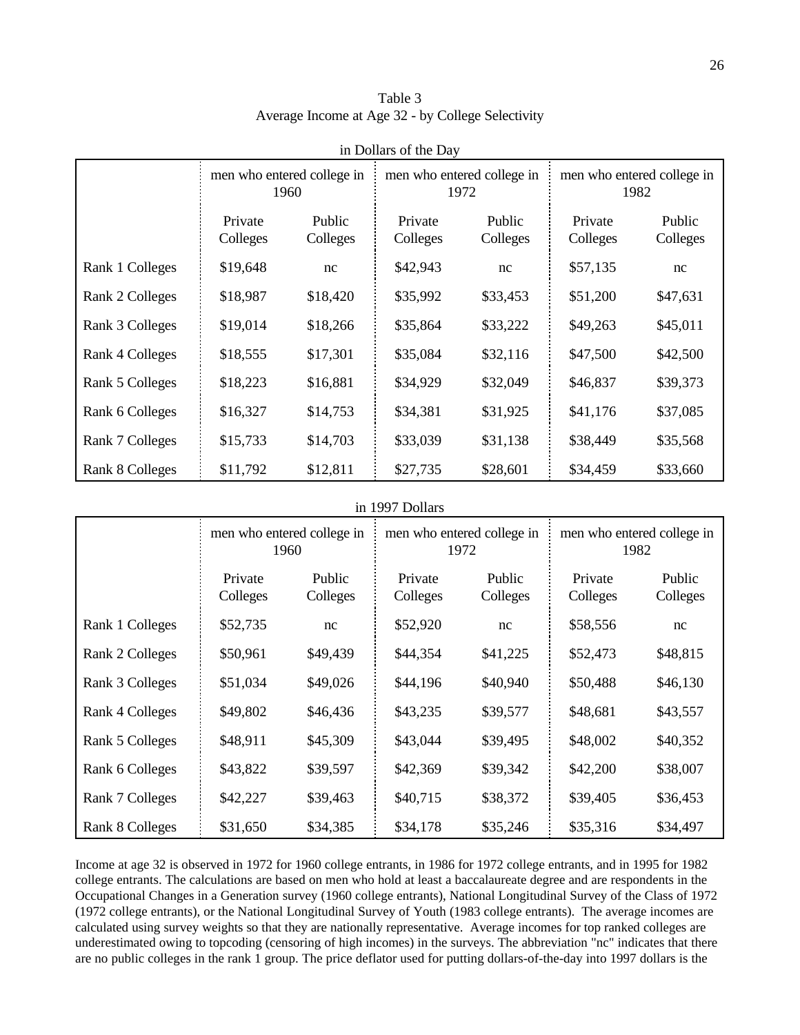Table 3
Average Income at Age 32 - by College Selectivity

in Dollars of the Day

| | men who entered college in 1960 | | men who entered college in 1972 | | men who entered college in 1982 | |
|---|---|---|---|---|---|---|
| | Private Colleges | Public Colleges | Private Colleges | Public Colleges | Private Colleges | Public Colleges |
| Rank 1 Colleges | $19,648 | nc | $42,943 | nc | $57,135 | nc |
| Rank 2 Colleges | $18,987 | $18,420 | $35,992 | $33,453 | $51,200 | $47,631 |
| Rank 3 Colleges | $19,014 | $18,266 | $35,864 | $33,222 | $49,263 | $45,011 |
| Rank 4 Colleges | $18,555 | $17,301 | $35,084 | $32,116 | $47,500 | $42,500 |
| Rank 5 Colleges | $18,223 | $16,881 | $34,929 | $32,049 | $46,837 | $39,373 |
| Rank 6 Colleges | $16,327 | $14,753 | $34,381 | $31,925 | $41,176 | $37,085 |
| Rank 7 Colleges | $15,733 | $14,703 | $33,039 | $31,138 | $38,449 | $35,568 |
| Rank 8 Colleges | $11,792 | $12,811 | $27,735 | $28,601 | $34,459 | $33,660 |

in 1997 Dollars

| | men who entered college in 1960 | | men who entered college in 1972 | | men who entered college in 1982 | |
|---|---|---|---|---|---|---|
| | Private Colleges | Public Colleges | Private Colleges | Public Colleges | Private Colleges | Public Colleges |
| Rank 1 Colleges | $52,735 | nc | $52,920 | nc | $58,556 | nc |
| Rank 2 Colleges | $50,961 | $49,439 | $44,354 | $41,225 | $52,473 | $48,815 |
| Rank 3 Colleges | $51,034 | $49,026 | $44,196 | $40,940 | $50,488 | $46,130 |
| Rank 4 Colleges | $49,802 | $46,436 | $43,235 | $39,577 | $48,681 | $43,557 |
| Rank 5 Colleges | $48,911 | $45,309 | $43,044 | $39,495 | $48,002 | $40,352 |
| Rank 6 Colleges | $43,822 | $39,597 | $42,369 | $39,342 | $42,200 | $38,007 |
| Rank 7 Colleges | $42,227 | $39,463 | $40,715 | $38,372 | $39,405 | $36,453 |
| Rank 8 Colleges | $31,650 | $34,385 | $34,178 | $35,246 | $35,316 | $34,497 |

Income at age 32 is observed in 1972 for 1960 college entrants, in 1986 for 1972 college entrants, and in 1995 for 1982 college entrants. The calculations are based on men who hold at least a baccalaureate degree and are respondents in the Occupational Changes in a Generation survey (1960 college entrants), National Longitudinal Survey of the Class of 1972 (1972 college entrants), or the National Longitudinal Survey of Youth (1983 college entrants). The average incomes are calculated using survey weights so that they are nationally representative. Average incomes for top ranked colleges are underestimated owing to topcoding (censoring of high incomes) in the surveys. The abbreviation "nc" indicates that there are no public colleges in the rank 1 group. The price deflator used for putting dollars-of-the-day into 1997 dollars is the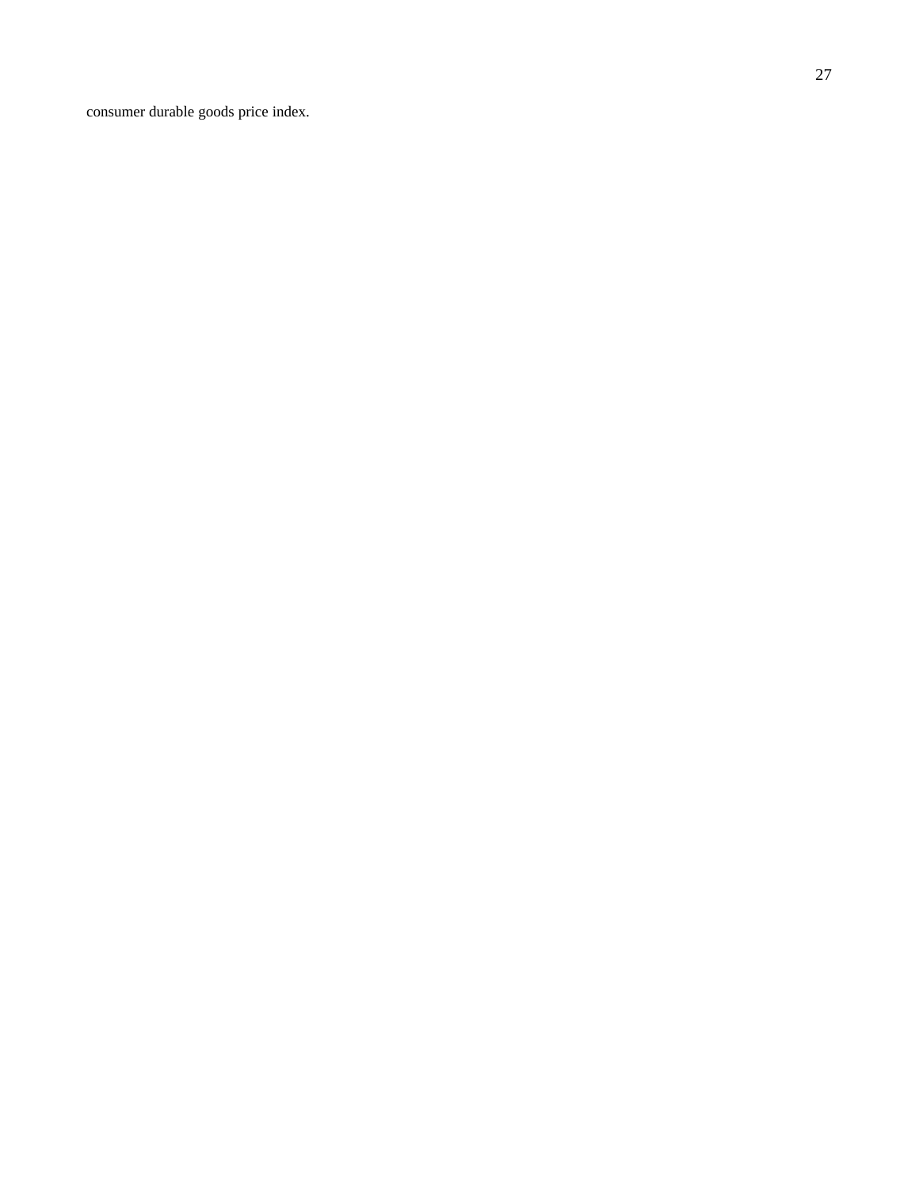consumer durable goods price index.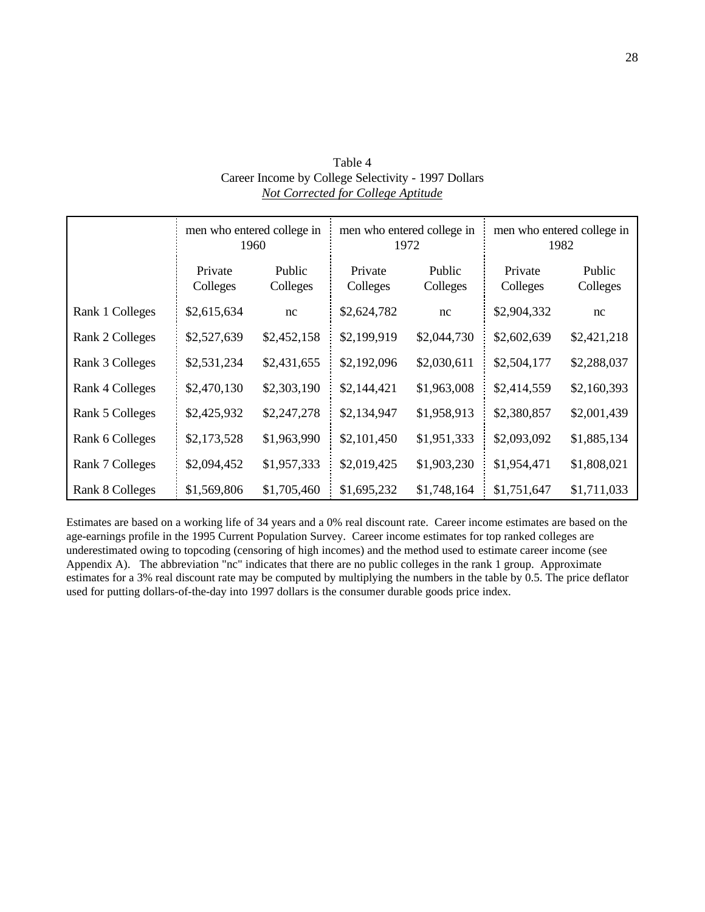Table 4
Career Income by College Selectivity - 1997 Dollars
*Not Corrected for College Aptitude*

| | men who entered college in 1960 | | men who entered college in 1972 | | men who entered college in 1982 | |
|---|---|---|---|---|---|---|
| | Private Colleges | Public Colleges | Private Colleges | Public Colleges | Private Colleges | Public Colleges |
| Rank 1 Colleges | $2,615,634 | nc | $2,624,782 | nc | $2,904,332 | nc |
| Rank 2 Colleges | $2,527,639 | $2,452,158 | $2,199,919 | $2,044,730 | $2,602,639 | $2,421,218 |
| Rank 3 Colleges | $2,531,234 | $2,431,655 | $2,192,096 | $2,030,611 | $2,504,177 | $2,288,037 |
| Rank 4 Colleges | $2,470,130 | $2,303,190 | $2,144,421 | $1,963,008 | $2,414,559 | $2,160,393 |
| Rank 5 Colleges | $2,425,932 | $2,247,278 | $2,134,947 | $1,958,913 | $2,380,857 | $2,001,439 |
| Rank 6 Colleges | $2,173,528 | $1,963,990 | $2,101,450 | $1,951,333 | $2,093,092 | $1,885,134 |
| Rank 7 Colleges | $2,094,452 | $1,957,333 | $2,019,425 | $1,903,230 | $1,954,471 | $1,808,021 |
| Rank 8 Colleges | $1,569,806 | $1,705,460 | $1,695,232 | $1,748,164 | $1,751,647 | $1,711,033 |

Estimates are based on a working life of 34 years and a 0% real discount rate. Career income estimates are based on the age-earnings profile in the 1995 Current Population Survey. Career income estimates for top ranked colleges are underestimated owing to topcoding (censoring of high incomes) and the method used to estimate career income (see Appendix A). The abbreviation "nc" indicates that there are no public colleges in the rank 1 group. Approximate estimates for a 3% real discount rate may be computed by multiplying the numbers in the table by 0.5. The price deflator used for putting dollars-of-the-day into 1997 dollars is the consumer durable goods price index.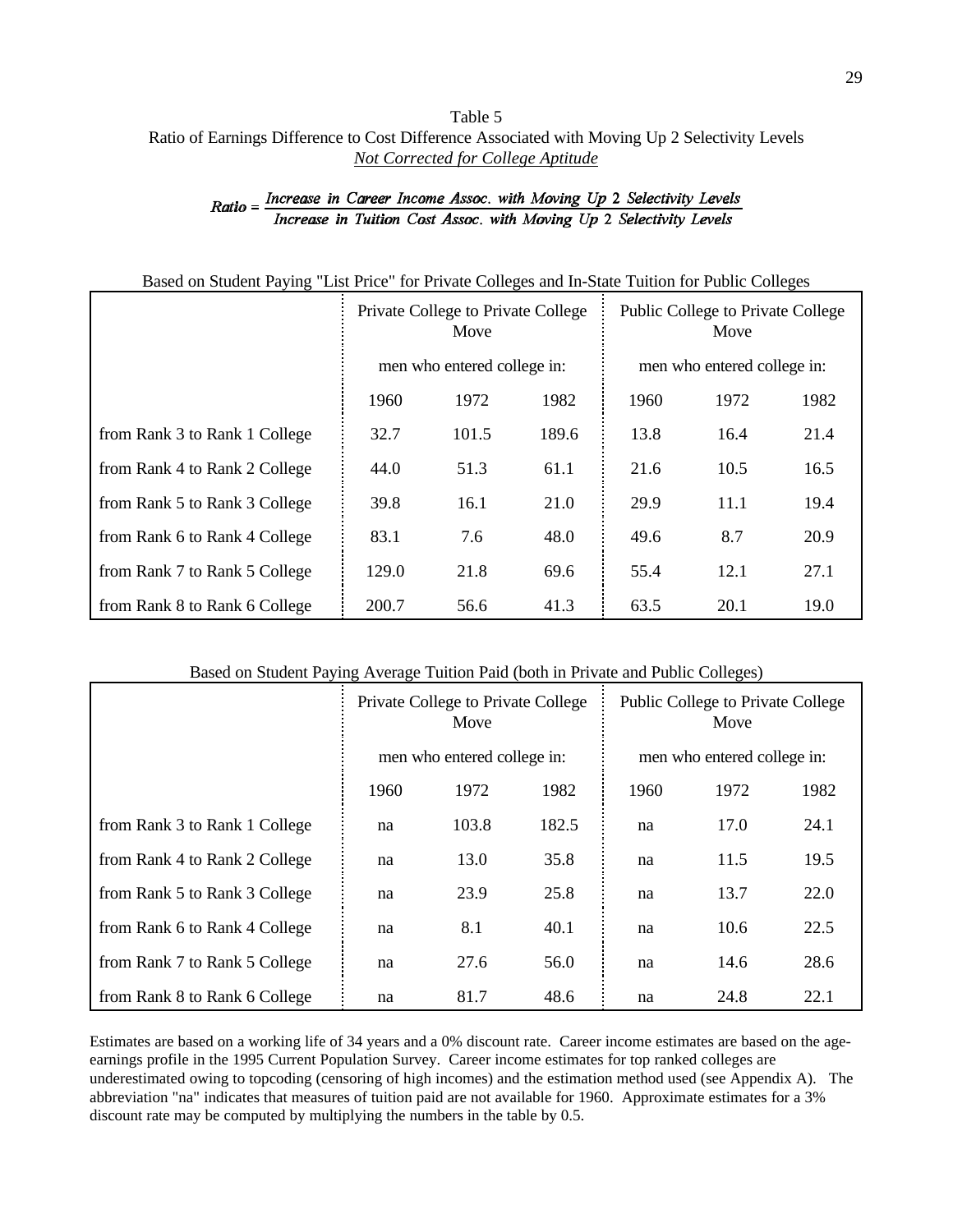Table 5

Ratio of Earnings Difference to Cost Difference Associated with Moving Up 2 Selectivity Levels

*Not Corrected for College Aptitude*

$$Ratio = \frac{\textit{Increase in Career Income Assoc. with Moving Up 2 Selectivity Levels}}{\textit{Increase in Tuition Cost Assoc. with Moving Up 2 Selectivity Levels}}$$

Based on Student Paying "List Price" for Private Colleges and In-State Tuition for Public Colleges

| | Private College to Private College Move | | | Public College to Private College Move | | |
|---|---|---|---|---|---|---|
| | men who entered college in: | | | men who entered college in: | | |
| | 1960 | 1972 | 1982 | 1960 | 1972 | 1982 |
| from Rank 3 to Rank 1 College | 32.7 | 101.5 | 189.6 | 13.8 | 16.4 | 21.4 |
| from Rank 4 to Rank 2 College | 44.0 | 51.3 | 61.1 | 21.6 | 10.5 | 16.5 |
| from Rank 5 to Rank 3 College | 39.8 | 16.1 | 21.0 | 29.9 | 11.1 | 19.4 |
| from Rank 6 to Rank 4 College | 83.1 | 7.6 | 48.0 | 49.6 | 8.7 | 20.9 |
| from Rank 7 to Rank 5 College | 129.0 | 21.8 | 69.6 | 55.4 | 12.1 | 27.1 |
| from Rank 8 to Rank 6 College | 200.7 | 56.6 | 41.3 | 63.5 | 20.1 | 19.0 |

Based on Student Paying Average Tuition Paid (both in Private and Public Colleges)

| | Private College to Private College Move | | | Public College to Private College Move | | |
|---|---|---|---|---|---|---|
| | men who entered college in: | | | men who entered college in: | | |
| | 1960 | 1972 | 1982 | 1960 | 1972 | 1982 |
| from Rank 3 to Rank 1 College | na | 103.8 | 182.5 | na | 17.0 | 24.1 |
| from Rank 4 to Rank 2 College | na | 13.0 | 35.8 | na | 11.5 | 19.5 |
| from Rank 5 to Rank 3 College | na | 23.9 | 25.8 | na | 13.7 | 22.0 |
| from Rank 6 to Rank 4 College | na | 8.1 | 40.1 | na | 10.6 | 22.5 |
| from Rank 7 to Rank 5 College | na | 27.6 | 56.0 | na | 14.6 | 28.6 |
| from Rank 8 to Rank 6 College | na | 81.7 | 48.6 | na | 24.8 | 22.1 |

Estimates are based on a working life of 34 years and a 0% discount rate. Career income estimates are based on the age-earnings profile in the 1995 Current Population Survey. Career income estimates for top ranked colleges are underestimated owing to topcoding (censoring of high incomes) and the estimation method used (see Appendix A). The abbreviation "na" indicates that measures of tuition paid are not available for 1960. Approximate estimates for a 3% discount rate may be computed by multiplying the numbers in the table by 0.5.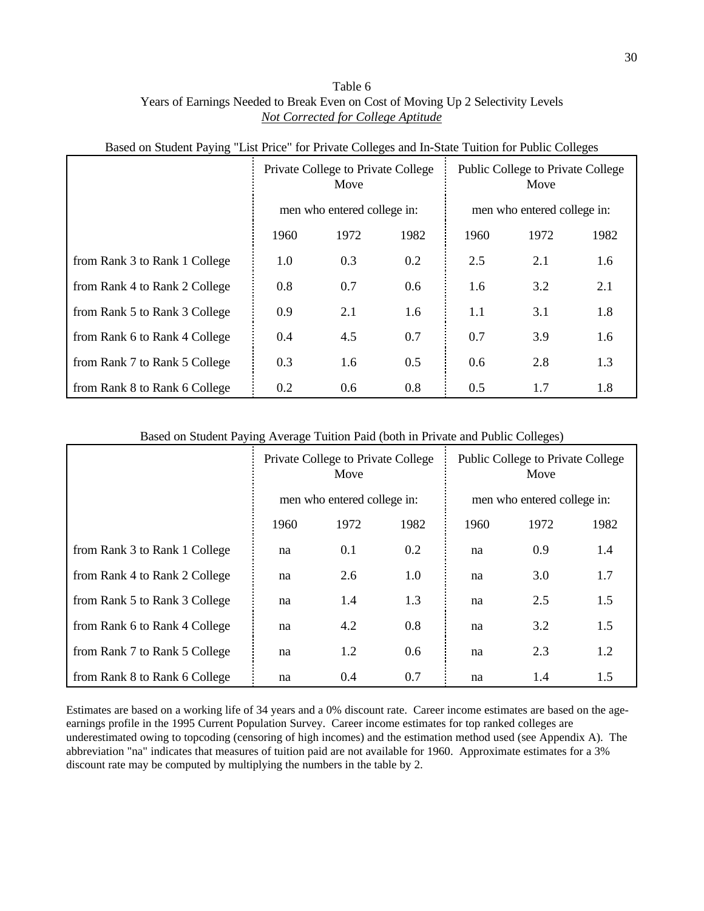Table 6
Years of Earnings Needed to Break Even on Cost of Moving Up 2 Selectivity Levels
*Not Corrected for College Aptitude*

Based on Student Paying "List Price" for Private Colleges and In-State Tuition for Public Colleges

| | Private College to Private College Move | | | Public College to Private College Move | | |
|---|---|---|---|---|---|---|
| | men who entered college in: | | | men who entered college in: | | |
| | 1960 | 1972 | 1982 | 1960 | 1972 | 1982 |
| from Rank 3 to Rank 1 College | 1.0 | 0.3 | 0.2 | 2.5 | 2.1 | 1.6 |
| from Rank 4 to Rank 2 College | 0.8 | 0.7 | 0.6 | 1.6 | 3.2 | 2.1 |
| from Rank 5 to Rank 3 College | 0.9 | 2.1 | 1.6 | 1.1 | 3.1 | 1.8 |
| from Rank 6 to Rank 4 College | 0.4 | 4.5 | 0.7 | 0.7 | 3.9 | 1.6 |
| from Rank 7 to Rank 5 College | 0.3 | 1.6 | 0.5 | 0.6 | 2.8 | 1.3 |
| from Rank 8 to Rank 6 College | 0.2 | 0.6 | 0.8 | 0.5 | 1.7 | 1.8 |

Based on Student Paying Average Tuition Paid (both in Private and Public Colleges)

| | Private College to Private College Move | | | Public College to Private College Move | | |
|---|---|---|---|---|---|---|
| | men who entered college in: | | | men who entered college in: | | |
| | 1960 | 1972 | 1982 | 1960 | 1972 | 1982 |
| from Rank 3 to Rank 1 College | na | 0.1 | 0.2 | na | 0.9 | 1.4 |
| from Rank 4 to Rank 2 College | na | 2.6 | 1.0 | na | 3.0 | 1.7 |
| from Rank 5 to Rank 3 College | na | 1.4 | 1.3 | na | 2.5 | 1.5 |
| from Rank 6 to Rank 4 College | na | 4.2 | 0.8 | na | 3.2 | 1.5 |
| from Rank 7 to Rank 5 College | na | 1.2 | 0.6 | na | 2.3 | 1.2 |
| from Rank 8 to Rank 6 College | na | 0.4 | 0.7 | na | 1.4 | 1.5 |

Estimates are based on a working life of 34 years and a 0% discount rate. Career income estimates are based on the age-earnings profile in the 1995 Current Population Survey. Career income estimates for top ranked colleges are underestimated owing to topcoding (censoring of high incomes) and the estimation method used (see Appendix A). The abbreviation "na" indicates that measures of tuition paid are not available for 1960. Approximate estimates for a 3% discount rate may be computed by multiplying the numbers in the table by 2.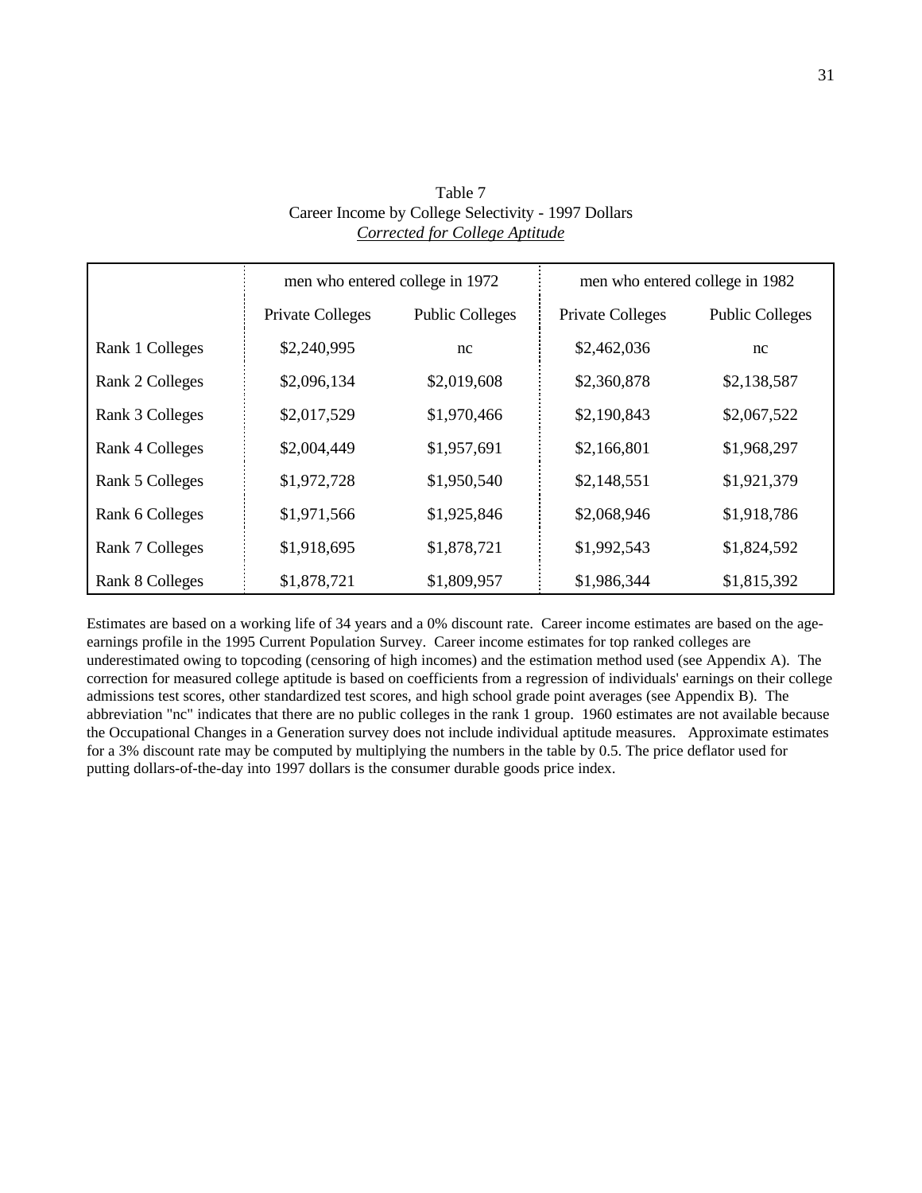Table 7
Career Income by College Selectivity - 1997 Dollars
*Corrected for College Aptitude*

| | men who entered college in 1972 | | men who entered college in 1982 | |
|---|---|---|---|---|
| | Private Colleges | Public Colleges | Private Colleges | Public Colleges |
| Rank 1 Colleges | $2,240,995 | nc | $2,462,036 | nc |
| Rank 2 Colleges | $2,096,134 | $2,019,608 | $2,360,878 | $2,138,587 |
| Rank 3 Colleges | $2,017,529 | $1,970,466 | $2,190,843 | $2,067,522 |
| Rank 4 Colleges | $2,004,449 | $1,957,691 | $2,166,801 | $1,968,297 |
| Rank 5 Colleges | $1,972,728 | $1,950,540 | $2,148,551 | $1,921,379 |
| Rank 6 Colleges | $1,971,566 | $1,925,846 | $2,068,946 | $1,918,786 |
| Rank 7 Colleges | $1,918,695 | $1,878,721 | $1,992,543 | $1,824,592 |
| Rank 8 Colleges | $1,878,721 | $1,809,957 | $1,986,344 | $1,815,392 |

Estimates are based on a working life of 34 years and a 0% discount rate. Career income estimates are based on the age-earnings profile in the 1995 Current Population Survey. Career income estimates for top ranked colleges are underestimated owing to topcoding (censoring of high incomes) and the estimation method used (see Appendix A). The correction for measured college aptitude is based on coefficients from a regression of individuals' earnings on their college admissions test scores, other standardized test scores, and high school grade point averages (see Appendix B). The abbreviation "nc" indicates that there are no public colleges in the rank 1 group. 1960 estimates are not available because the Occupational Changes in a Generation survey does not include individual aptitude measures. Approximate estimates for a 3% discount rate may be computed by multiplying the numbers in the table by 0.5. The price deflator used for putting dollars-of-the-day into 1997 dollars is the consumer durable goods price index.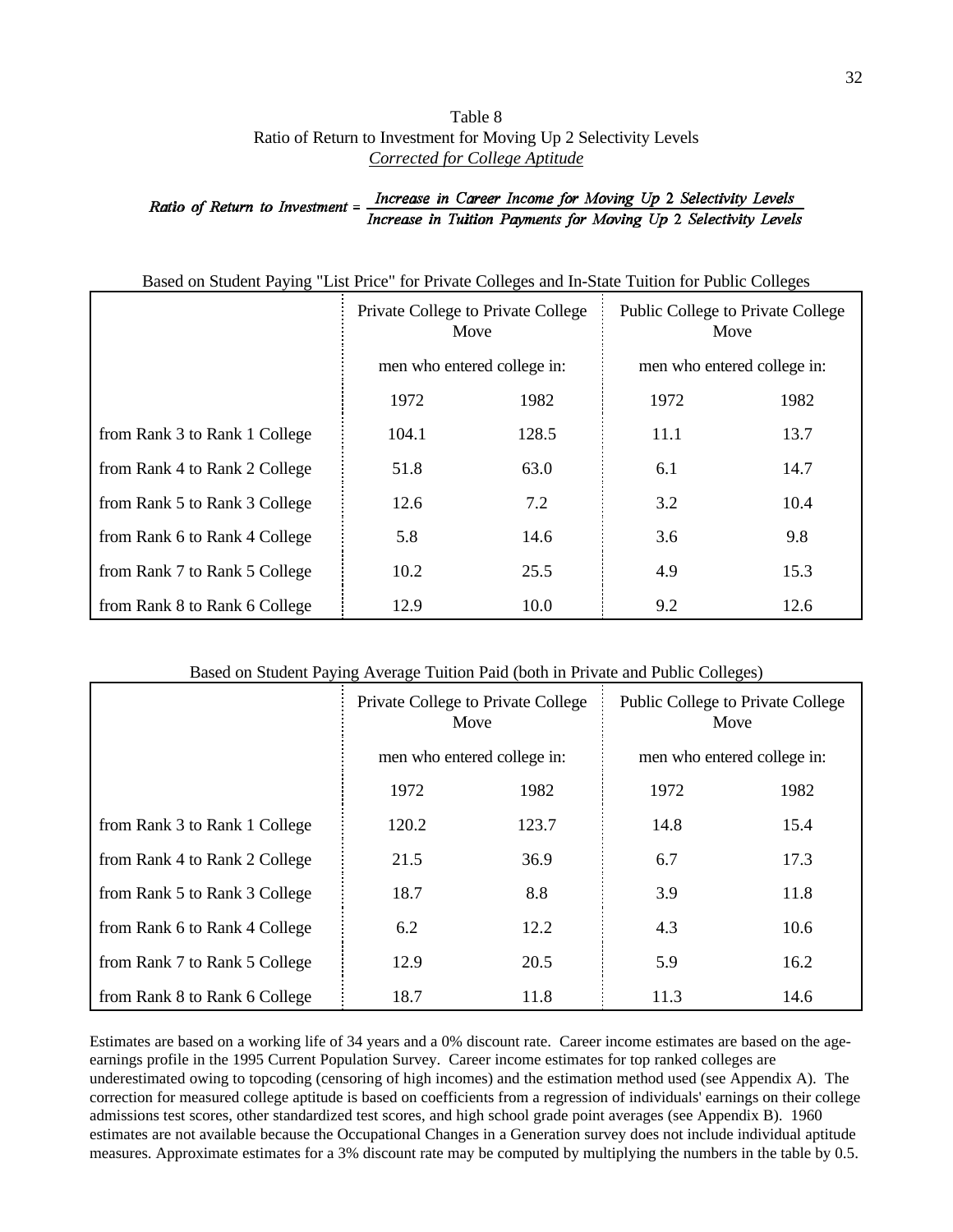Table 8
Ratio of Return to Investment for Moving Up 2 Selectivity Levels
*Corrected for College Aptitude*

$$\textit{Ratio of Return to Investment} = \frac{\textit{Increase in Career Income for Moving Up 2 Selectivity Levels}}{\textit{Increase in Tuition Payments for Moving Up 2 Selectivity Levels}}$$

Based on Student Paying "List Price" for Private Colleges and In-State Tuition for Public Colleges

| | Private College to Private College Move | | Public College to Private College Move | |
|---|---|---|---|---|
| | men who entered college in: | | men who entered college in: | |
| | 1972 | 1982 | 1972 | 1982 |
| from Rank 3 to Rank 1 College | 104.1 | 128.5 | 11.1 | 13.7 |
| from Rank 4 to Rank 2 College | 51.8 | 63.0 | 6.1 | 14.7 |
| from Rank 5 to Rank 3 College | 12.6 | 7.2 | 3.2 | 10.4 |
| from Rank 6 to Rank 4 College | 5.8 | 14.6 | 3.6 | 9.8 |
| from Rank 7 to Rank 5 College | 10.2 | 25.5 | 4.9 | 15.3 |
| from Rank 8 to Rank 6 College | 12.9 | 10.0 | 9.2 | 12.6 |

Based on Student Paying Average Tuition Paid (both in Private and Public Colleges)

| | Private College to Private College Move | | Public College to Private College Move | |
|---|---|---|---|---|
| | men who entered college in: | | men who entered college in: | |
| | 1972 | 1982 | 1972 | 1982 |
| from Rank 3 to Rank 1 College | 120.2 | 123.7 | 14.8 | 15.4 |
| from Rank 4 to Rank 2 College | 21.5 | 36.9 | 6.7 | 17.3 |
| from Rank 5 to Rank 3 College | 18.7 | 8.8 | 3.9 | 11.8 |
| from Rank 6 to Rank 4 College | 6.2 | 12.2 | 4.3 | 10.6 |
| from Rank 7 to Rank 5 College | 12.9 | 20.5 | 5.9 | 16.2 |
| from Rank 8 to Rank 6 College | 18.7 | 11.8 | 11.3 | 14.6 |

Estimates are based on a working life of 34 years and a 0% discount rate. Career income estimates are based on the age-earnings profile in the 1995 Current Population Survey. Career income estimates for top ranked colleges are underestimated owing to topcoding (censoring of high incomes) and the estimation method used (see Appendix A). The correction for measured college aptitude is based on coefficients from a regression of individuals' earnings on their college admissions test scores, other standardized test scores, and high school grade point averages (see Appendix B). 1960 estimates are not available because the Occupational Changes in a Generation survey does not include individual aptitude measures. Approximate estimates for a 3% discount rate may be computed by multiplying the numbers in the table by 0.5.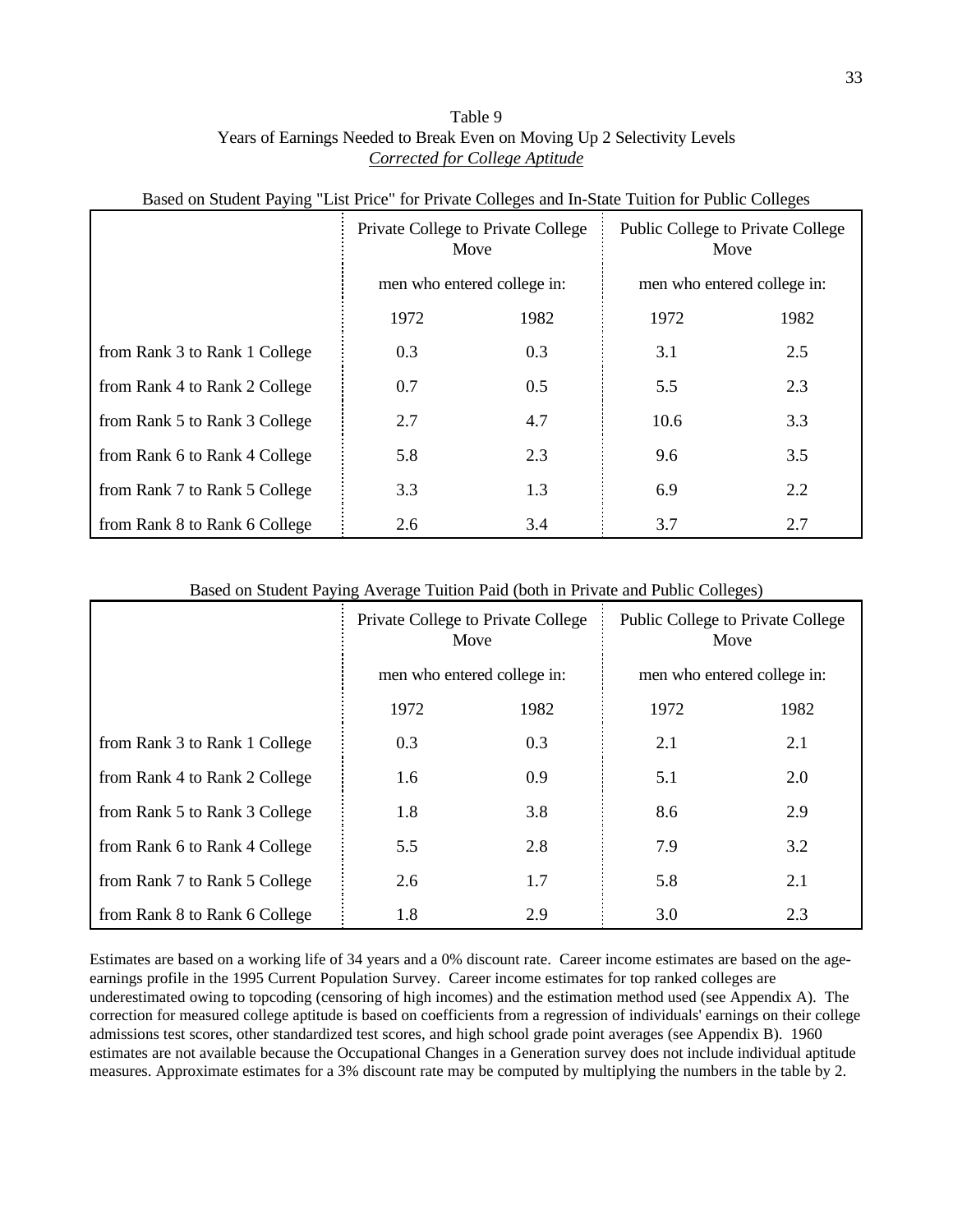Table 9
Years of Earnings Needed to Break Even on Moving Up 2 Selectivity Levels
*Corrected for College Aptitude*

Based on Student Paying "List Price" for Private Colleges and In-State Tuition for Public Colleges

| | Private College to Private College Move | | Public College to Private College Move | |
|---|---|---|---|---|
| | men who entered college in: | | men who entered college in: | |
| | 1972 | 1982 | 1972 | 1982 |
| from Rank 3 to Rank 1 College | 0.3 | 0.3 | 3.1 | 2.5 |
| from Rank 4 to Rank 2 College | 0.7 | 0.5 | 5.5 | 2.3 |
| from Rank 5 to Rank 3 College | 2.7 | 4.7 | 10.6 | 3.3 |
| from Rank 6 to Rank 4 College | 5.8 | 2.3 | 9.6 | 3.5 |
| from Rank 7 to Rank 5 College | 3.3 | 1.3 | 6.9 | 2.2 |
| from Rank 8 to Rank 6 College | 2.6 | 3.4 | 3.7 | 2.7 |

Based on Student Paying Average Tuition Paid (both in Private and Public Colleges)

| | Private College to Private College Move | | Public College to Private College Move | |
|---|---|---|---|---|
| | men who entered college in: | | men who entered college in: | |
| | 1972 | 1982 | 1972 | 1982 |
| from Rank 3 to Rank 1 College | 0.3 | 0.3 | 2.1 | 2.1 |
| from Rank 4 to Rank 2 College | 1.6 | 0.9 | 5.1 | 2.0 |
| from Rank 5 to Rank 3 College | 1.8 | 3.8 | 8.6 | 2.9 |
| from Rank 6 to Rank 4 College | 5.5 | 2.8 | 7.9 | 3.2 |
| from Rank 7 to Rank 5 College | 2.6 | 1.7 | 5.8 | 2.1 |
| from Rank 8 to Rank 6 College | 1.8 | 2.9 | 3.0 | 2.3 |

Estimates are based on a working life of 34 years and a 0% discount rate. Career income estimates are based on the age-earnings profile in the 1995 Current Population Survey. Career income estimates for top ranked colleges are underestimated owing to topcoding (censoring of high incomes) and the estimation method used (see Appendix A). The correction for measured college aptitude is based on coefficients from a regression of individuals' earnings on their college admissions test scores, other standardized test scores, and high school grade point averages (see Appendix B). 1960 estimates are not available because the Occupational Changes in a Generation survey does not include individual aptitude measures. Approximate estimates for a 3% discount rate may be computed by multiplying the numbers in the table by 2.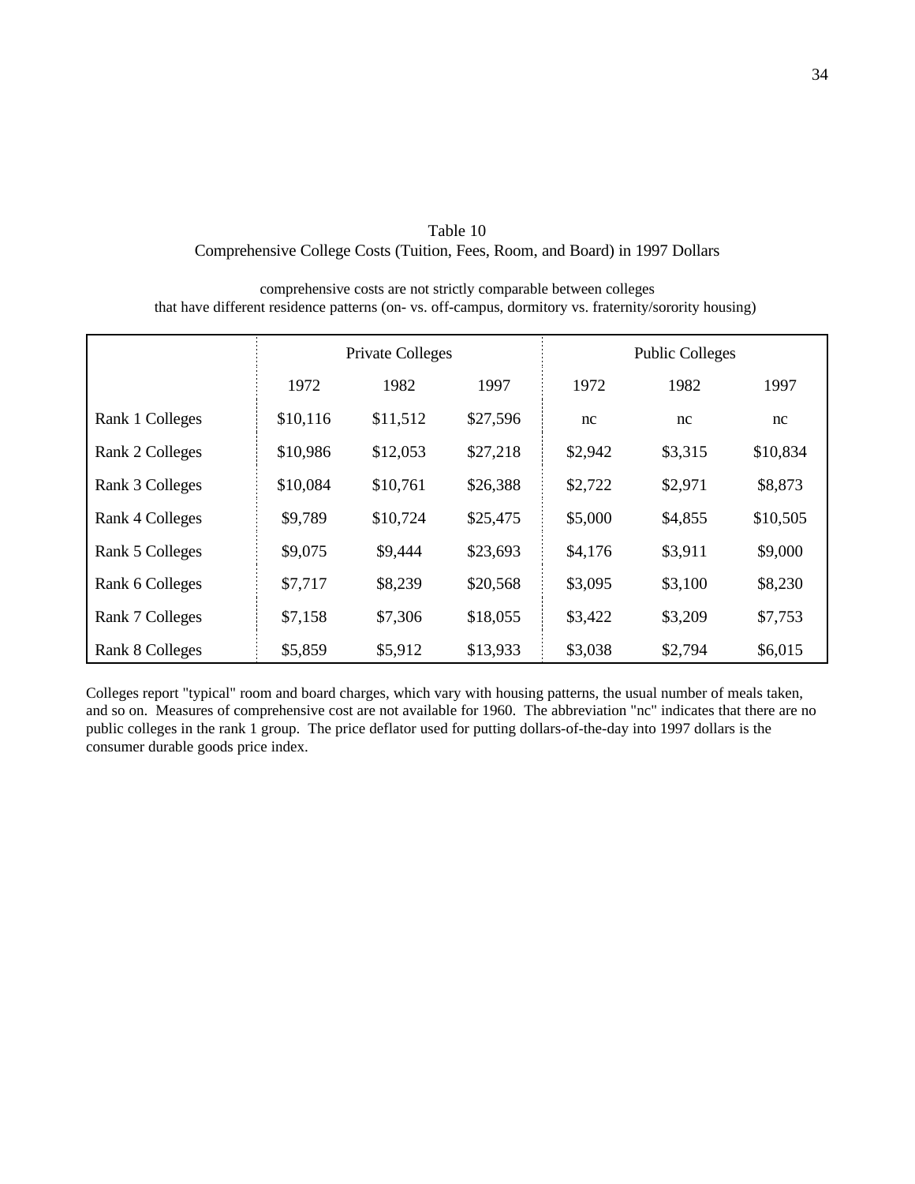Table 10
Comprehensive College Costs (Tuition, Fees, Room, and Board) in 1997 Dollars

comprehensive costs are not strictly comparable between colleges
that have different residence patterns (on- vs. off-campus, dormitory vs. fraternity/sorority housing)

| | Private Colleges | | | Public Colleges | | |
|---|---|---|---|---|---|---|
| | 1972 | 1982 | 1997 | 1972 | 1982 | 1997 |
| Rank 1 Colleges | $10,116 | $11,512 | $27,596 | nc | nc | nc |
| Rank 2 Colleges | $10,986 | $12,053 | $27,218 | $2,942 | $3,315 | $10,834 |
| Rank 3 Colleges | $10,084 | $10,761 | $26,388 | $2,722 | $2,971 | $8,873 |
| Rank 4 Colleges | $9,789 | $10,724 | $25,475 | $5,000 | $4,855 | $10,505 |
| Rank 5 Colleges | $9,075 | $9,444 | $23,693 | $4,176 | $3,911 | $9,000 |
| Rank 6 Colleges | $7,717 | $8,239 | $20,568 | $3,095 | $3,100 | $8,230 |
| Rank 7 Colleges | $7,158 | $7,306 | $18,055 | $3,422 | $3,209 | $7,753 |
| Rank 8 Colleges | $5,859 | $5,912 | $13,933 | $3,038 | $2,794 | $6,015 |

Colleges report "typical" room and board charges, which vary with housing patterns, the usual number of meals taken, and so on. Measures of comprehensive cost are not available for 1960. The abbreviation "nc" indicates that there are no public colleges in the rank 1 group. The price deflator used for putting dollars-of-the-day into 1997 dollars is the consumer durable goods price index.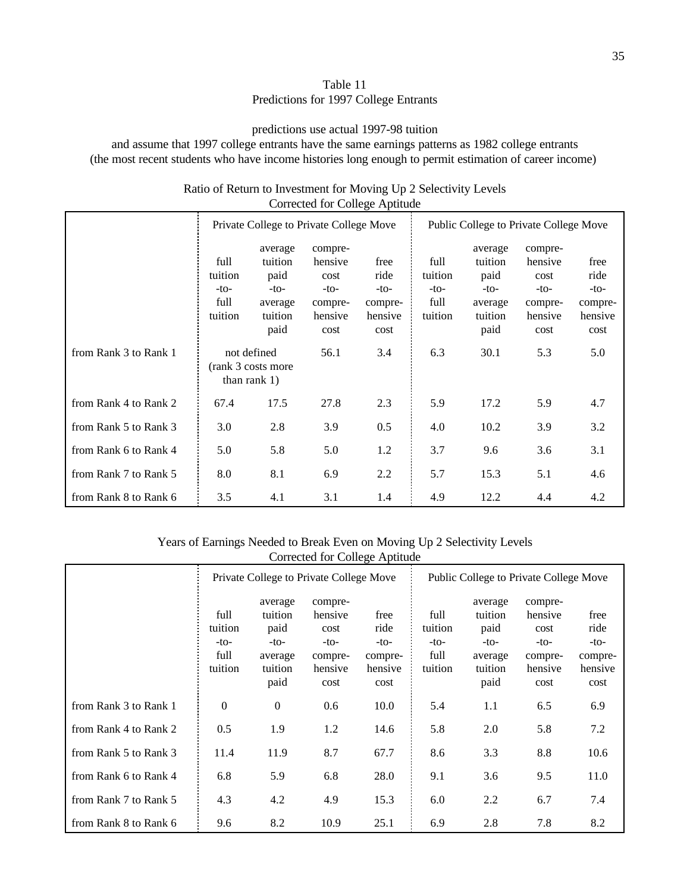Table 11
Predictions for 1997 College Entrants

predictions use actual 1997-98 tuition
and assume that 1997 college entrants have the same earnings patterns as 1982 college entrants
(the most recent students who have income histories long enough to permit estimation of career income)

Ratio of Return to Investment for Moving Up 2 Selectivity Levels
Corrected for College Aptitude

| | Private College to Private College Move | | | | Public College to Private College Move | | | |
|---|---|---|---|---|---|---|---|---|
| | full tuition -to- full tuition | average tuition paid -to- average tuition paid | compre-hensive cost -to- compre-hensive cost | free ride -to- compre-hensive cost | full tuition -to- full tuition | average tuition paid -to- average tuition paid | compre-hensive cost -to- compre-hensive cost | free ride -to- compre-hensive cost |
| from Rank 3 to Rank 1 | not defined (rank 3 costs more than rank 1) | | 56.1 | 3.4 | 6.3 | 30.1 | 5.3 | 5.0 |
| from Rank 4 to Rank 2 | 67.4 | 17.5 | 27.8 | 2.3 | 5.9 | 17.2 | 5.9 | 4.7 |
| from Rank 5 to Rank 3 | 3.0 | 2.8 | 3.9 | 0.5 | 4.0 | 10.2 | 3.9 | 3.2 |
| from Rank 6 to Rank 4 | 5.0 | 5.8 | 5.0 | 1.2 | 3.7 | 9.6 | 3.6 | 3.1 |
| from Rank 7 to Rank 5 | 8.0 | 8.1 | 6.9 | 2.2 | 5.7 | 15.3 | 5.1 | 4.6 |
| from Rank 8 to Rank 6 | 3.5 | 4.1 | 3.1 | 1.4 | 4.9 | 12.2 | 4.4 | 4.2 |

Years of Earnings Needed to Break Even on Moving Up 2 Selectivity Levels
Corrected for College Aptitude

| | Private College to Private College Move | | | | Public College to Private College Move | | | |
|---|---|---|---|---|---|---|---|---|
| | full tuition -to- full tuition | average tuition paid -to- average tuition paid | compre-hensive cost -to- compre-hensive cost | free ride -to- compre-hensive cost | full tuition -to- full tuition | average tuition paid -to- average tuition paid | compre-hensive cost -to- compre-hensive cost | free ride -to- compre-hensive cost |
| from Rank 3 to Rank 1 | 0 | 0 | 0.6 | 10.0 | 5.4 | 1.1 | 6.5 | 6.9 |
| from Rank 4 to Rank 2 | 0.5 | 1.9 | 1.2 | 14.6 | 5.8 | 2.0 | 5.8 | 7.2 |
| from Rank 5 to Rank 3 | 11.4 | 11.9 | 8.7 | 67.7 | 8.6 | 3.3 | 8.8 | 10.6 |
| from Rank 6 to Rank 4 | 6.8 | 5.9 | 6.8 | 28.0 | 9.1 | 3.6 | 9.5 | 11.0 |
| from Rank 7 to Rank 5 | 4.3 | 4.2 | 4.9 | 15.3 | 6.0 | 2.2 | 6.7 | 7.4 |
| from Rank 8 to Rank 6 | 9.6 | 8.2 | 10.9 | 25.1 | 6.9 | 2.8 | 7.8 | 8.2 |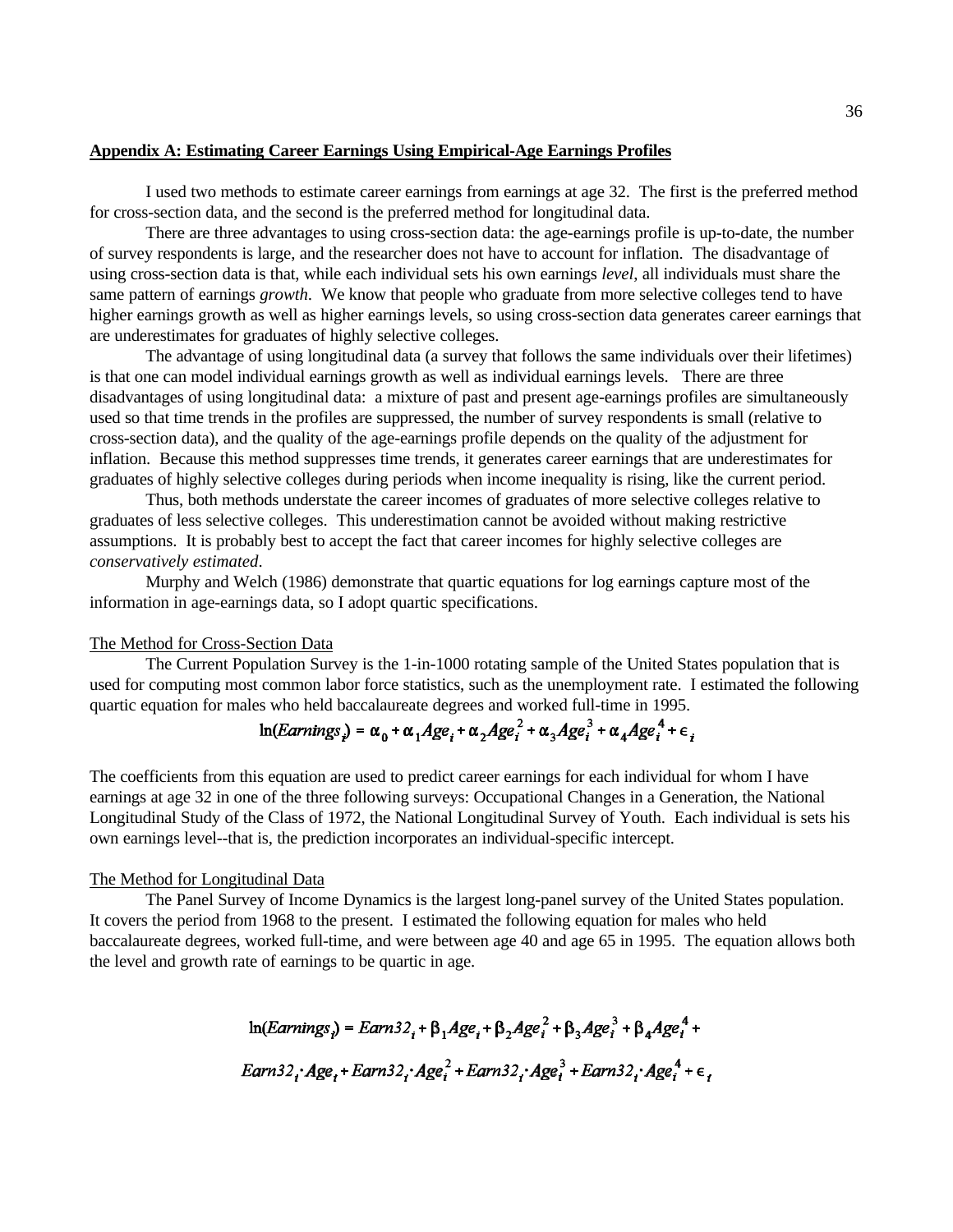**Appendix A: Estimating Career Earnings Using Empirical-Age Earnings Profiles**

I used two methods to estimate career earnings from earnings at age 32. The first is the preferred method for cross-section data, and the second is the preferred method for longitudinal data.

There are three advantages to using cross-section data: the age-earnings profile is up-to-date, the number of survey respondents is large, and the researcher does not have to account for inflation. The disadvantage of using cross-section data is that, while each individual sets his own earnings *level*, all individuals must share the same pattern of earnings *growth*. We know that people who graduate from more selective colleges tend to have higher earnings growth as well as higher earnings levels, so using cross-section data generates career earnings that are underestimates for graduates of highly selective colleges.

The advantage of using longitudinal data (a survey that follows the same individuals over their lifetimes) is that one can model individual earnings growth as well as individual earnings levels. There are three disadvantages of using longitudinal data: a mixture of past and present age-earnings profiles are simultaneously used so that time trends in the profiles are suppressed, the number of survey respondents is small (relative to cross-section data), and the quality of the age-earnings profile depends on the quality of the adjustment for inflation. Because this method suppresses time trends, it generates career earnings that are underestimates for graduates of highly selective colleges during periods when income inequality is rising, like the current period.

Thus, both methods understate the career incomes of graduates of more selective colleges relative to graduates of less selective colleges. This underestimation cannot be avoided without making restrictive assumptions. It is probably best to accept the fact that career incomes for highly selective colleges are *conservatively estimated*.

Murphy and Welch (1986) demonstrate that quartic equations for log earnings capture most of the information in age-earnings data, so I adopt quartic specifications.

The Method for Cross-Section Data

The Current Population Survey is the 1-in-1000 rotating sample of the United States population that is used for computing most common labor force statistics, such as the unemployment rate. I estimated the following quartic equation for males who held baccalaureate degrees and worked full-time in 1995.

$$\ln(Earnings_i) = \alpha_0 + \alpha_1 Age_i + \alpha_2 Age_i^2 + \alpha_3 Age_i^3 + \alpha_4 Age_i^4 + \epsilon_i$$

The coefficients from this equation are used to predict career earnings for each individual for whom I have earnings at age 32 in one of the three following surveys: Occupational Changes in a Generation, the National Longitudinal Study of the Class of 1972, the National Longitudinal Survey of Youth. Each individual is sets his own earnings level--that is, the prediction incorporates an individual-specific intercept.

The Method for Longitudinal Data

The Panel Survey of Income Dynamics is the largest long-panel survey of the United States population. It covers the period from 1968 to the present. I estimated the following equation for males who held baccalaureate degrees, worked full-time, and were between age 40 and age 65 in 1995. The equation allows both the level and growth rate of earnings to be quartic in age.

$$\ln(Earnings_i) = Earn32_i + \beta_1 Age_i + \beta_2 Age_i^2 + \beta_3 Age_i^3 + \beta_4 Age_i^4 +$$
$$Earn32_i \cdot Age_i + Earn32_i \cdot Age_i^2 + Earn32_i \cdot Age_i^3 + Earn32_i \cdot Age_i^4 + \epsilon_i$$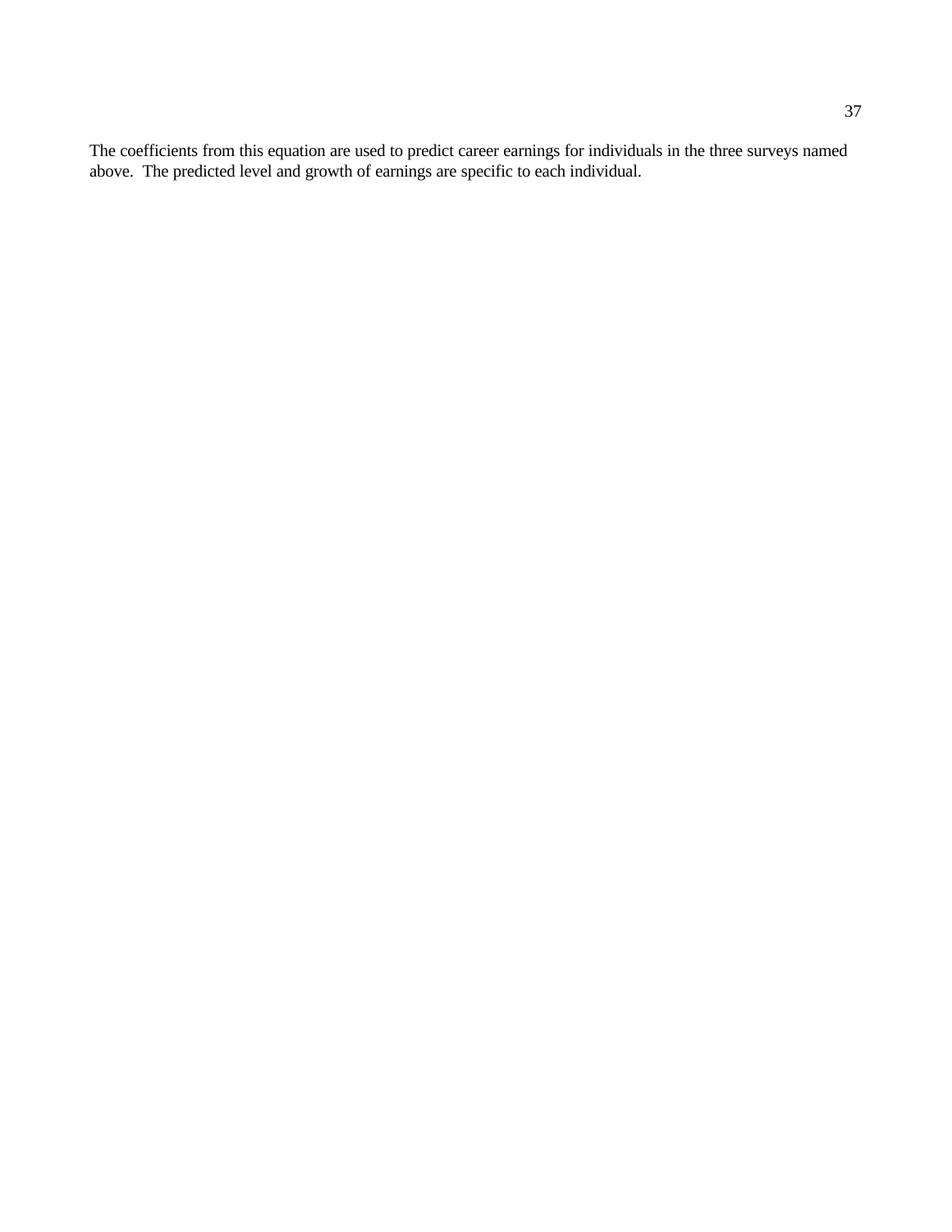The coefficients from this equation are used to predict career earnings for individuals in the three surveys named above. The predicted level and growth of earnings are specific to each individual.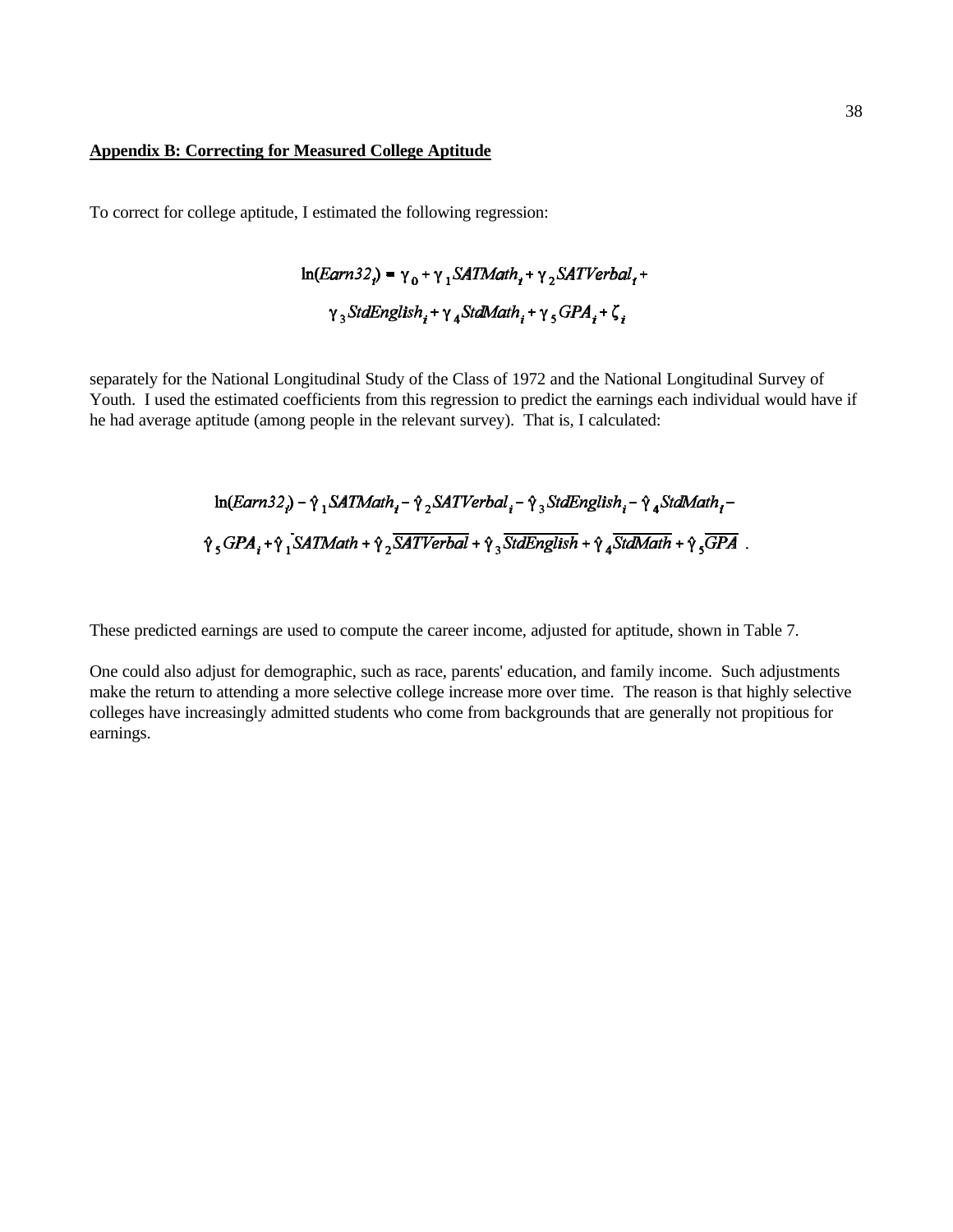**Appendix B: Correcting for Measured College Aptitude**

To correct for college aptitude, I estimated the following regression:

$$\ln(Earn32_i) = \gamma_0 + \gamma_1 SATMath_i + \gamma_2 SATVerbal_i + \gamma_3 StdEnglish_i + \gamma_4 StdMath_i + \gamma_5 GPA_i + \zeta_i$$

separately for the National Longitudinal Study of the Class of 1972 and the National Longitudinal Survey of Youth. I used the estimated coefficients from this regression to predict the earnings each individual would have if he had average aptitude (among people in the relevant survey). That is, I calculated:

$$\ln(Earn32_i) - \hat{\gamma}_1 SATMath_i - \hat{\gamma}_2 SATVerbal_i - \hat{\gamma}_3 StdEnglish_i - \hat{\gamma}_4 StdMath_i - \hat{\gamma}_5 GPA_i + \hat{\gamma}_1 \overline{SATMath} + \hat{\gamma}_2 \overline{SATVerbal} + \hat{\gamma}_3 \overline{StdEnglish} + \hat{\gamma}_4 \overline{StdMath} + \hat{\gamma}_5 \overline{GPA} \ .$$

These predicted earnings are used to compute the career income, adjusted for aptitude, shown in Table 7.

One could also adjust for demographic, such as race, parents' education, and family income. Such adjustments make the return to attending a more selective college increase more over time. The reason is that highly selective colleges have increasingly admitted students who come from backgrounds that are generally not propitious for earnings.